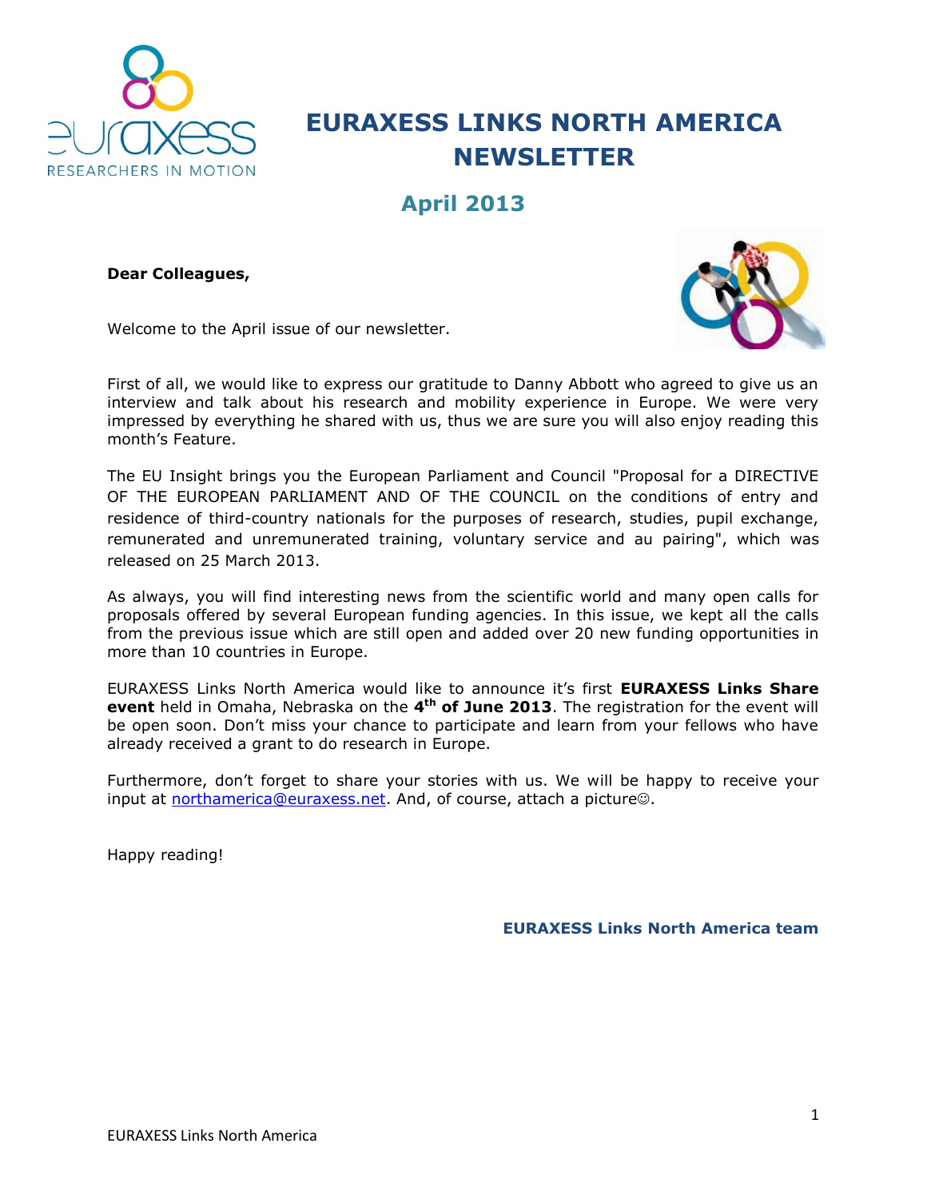# EURAXESS LINKS NORTH AMERICA NEWSLETTER

## April 2013

**Dear Colleagues,**

Welcome to the April issue of our newsletter.

First of all, we would like to express our gratitude to Danny Abbott who agreed to give us an interview and talk about his research and mobility experience in Europe. We were very impressed by everything he shared with us, thus we are sure you will also enjoy reading this month's Feature.

The EU Insight brings you the European Parliament and Council "Proposal for a DIRECTIVE OF THE EUROPEAN PARLIAMENT AND OF THE COUNCIL on the conditions of entry and residence of third-country nationals for the purposes of research, studies, pupil exchange, remunerated and unremunerated training, voluntary service and au pairing", which was released on 25 March 2013.

As always, you will find interesting news from the scientific world and many open calls for proposals offered by several European funding agencies. In this issue, we kept all the calls from the previous issue which are still open and added over 20 new funding opportunities in more than 10 countries in Europe.

EURAXESS Links North America would like to announce it's first **EURAXESS Links Share event** held in Omaha, Nebraska on the **4th of June 2013**. The registration for the event will be open soon. Don't miss your chance to participate and learn from your fellows who have already received a grant to do research in Europe.

Furthermore, don't forget to share your stories with us. We will be happy to receive your input at northamerica@euraxess.net. And, of course, attach a picture☺.

Happy reading!

**EURAXESS Links North America team**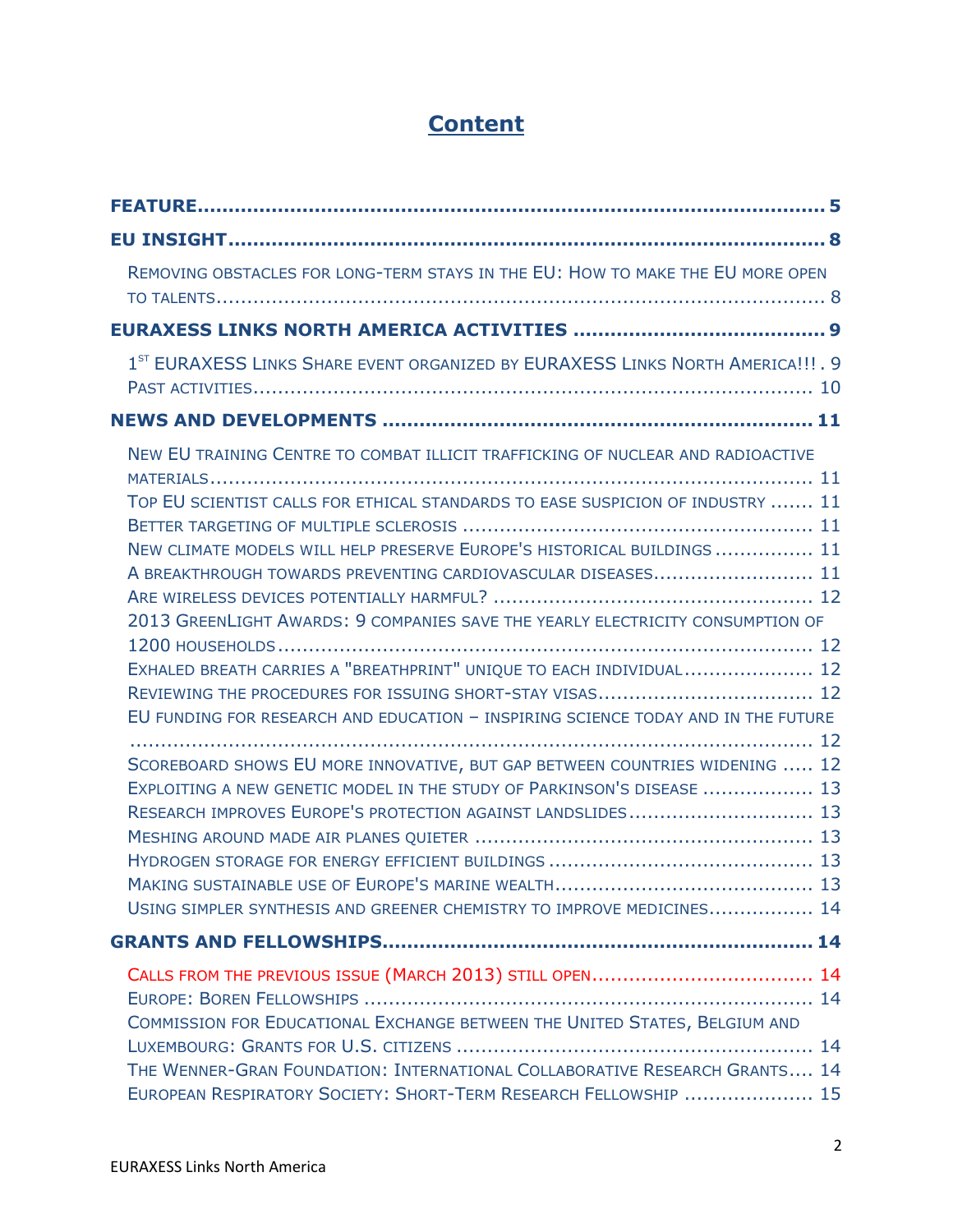# Content

**FEATURE** ........................................................................................................ 5

**EU INSIGHT** ........................................................................................................ 8

Removing obstacles for long-term stays in the EU: How to make the EU more open to talents ........................................................................................................ 8

**EURAXESS LINKS NORTH AMERICA ACTIVITIES** ........................................ 9

1[st] EURAXESS Links Share event organized by EURAXESS Links North America!!! . 9

Past activities ........................................................................................................ 10

**NEWS AND DEVELOPMENTS** ........................................................................ 11

New EU training Centre to combat illicit trafficking of nuclear and radioactive materials ........................................................................................................ 11

Top EU scientist calls for ethical standards to ease suspicion of industry ....... 11

Better targeting of multiple sclerosis ........................................................ 11

New climate models will help preserve Europe's historical buildings ................ 11

A breakthrough towards preventing cardiovascular diseases.......................... 11

Are wireless devices potentially harmful? ................................................... 12

2013 GreenLight Awards: 9 companies save the yearly electricity consumption of 1200 households ........................................................................................................ 12

Exhaled breath carries a "breathprint" unique to each individual..................... 12

Reviewing the procedures for issuing short-stay visas.................................. 12

EU funding for research and education – inspiring science today and in the future ........................................................................................................ 12

Scoreboard shows EU more innovative, but gap between countries widening ..... 12

Exploiting a new genetic model in the study of Parkinson's disease ................. 13

Research improves Europe's protection against landslides............................. 13

Meshing around made air planes quieter ...................................................... 13

Hydrogen storage for energy efficient buildings .......................................... 13

Making sustainable use of Europe's marine wealth......................................... 13

Using simpler synthesis and greener chemistry to improve medicines................. 14

**GRANTS AND FELLOWSHIPS** ........................................................................ 14

Calls from the previous issue (March 2013) still open.................................... 14

Europe: Boren Fellowships ........................................................................ 14

Commission for Educational Exchange between the United States, Belgium and Luxembourg: Grants for U.S. citizens ......................................................... 14

The Wenner-Gran Foundation: International Collaborative Research Grants.... 14

European Respiratory Society: Short-Term Research Fellowship .................... 15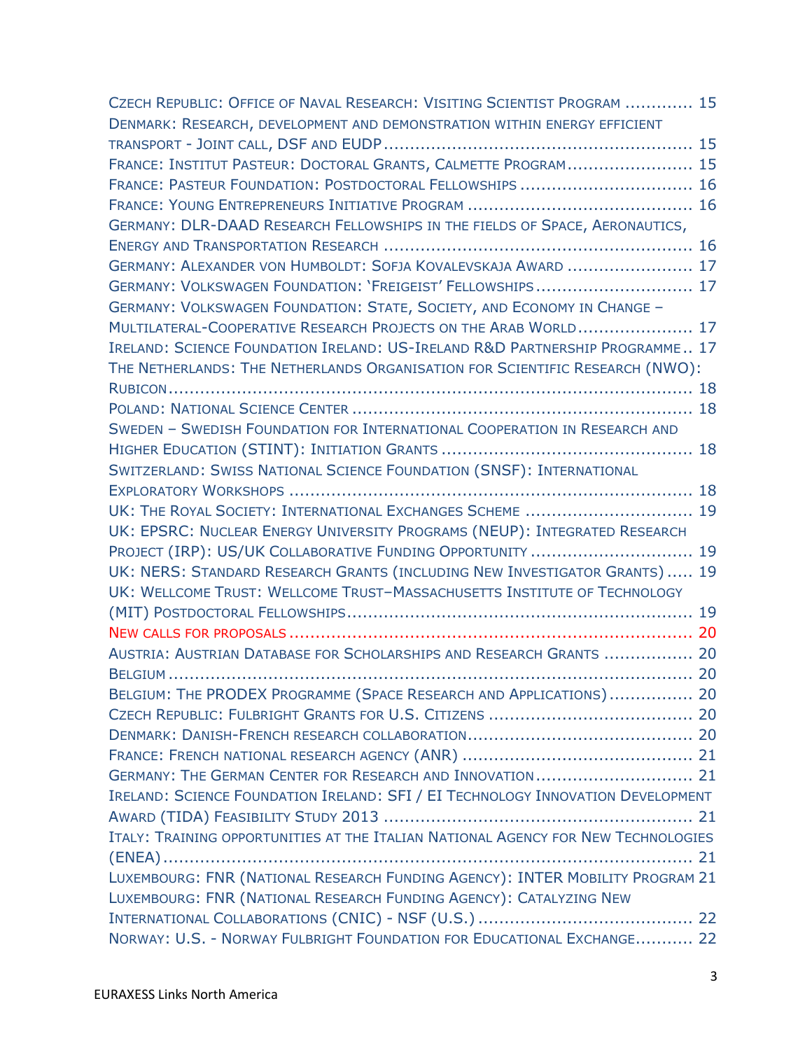CZECH REPUBLIC: OFFICE OF NAVAL RESEARCH: VISITING SCIENTIST PROGRAM ............. 15

DENMARK: RESEARCH, DEVELOPMENT AND DEMONSTRATION WITHIN ENERGY EFFICIENT TRANSPORT - JOINT CALL, DSF AND EUDP .......................................................... 15

FRANCE: INSTITUT PASTEUR: DOCTORAL GRANTS, CALMETTE PROGRAM ........................ 15

FRANCE: PASTEUR FOUNDATION: POSTDOCTORAL FELLOWSHIPS ................................ 16

FRANCE: YOUNG ENTREPRENEURS INITIATIVE PROGRAM .......................................... 16

GERMANY: DLR-DAAD RESEARCH FELLOWSHIPS IN THE FIELDS OF SPACE, AERONAUTICS, ENERGY AND TRANSPORTATION RESEARCH .......................................................... 16

GERMANY: ALEXANDER VON HUMBOLDT: SOFJA KOVALEVSKAJA AWARD ....................... 17

GERMANY: VOLKSWAGEN FOUNDATION: 'FREIGEIST' FELLOWSHIPS ............................. 17

GERMANY: VOLKSWAGEN FOUNDATION: STATE, SOCIETY, AND ECONOMY IN CHANGE – MULTILATERAL-COOPERATIVE RESEARCH PROJECTS ON THE ARAB WORLD ...................... 17

IRELAND: SCIENCE FOUNDATION IRELAND: US-IRELAND R&D PARTNERSHIP PROGRAMME .. 17

THE NETHERLANDS: THE NETHERLANDS ORGANISATION FOR SCIENTIFIC RESEARCH (NWO): RUBICON ................................................................................................ 18

POLAND: NATIONAL SCIENCE CENTER ............................................................... 18

SWEDEN – SWEDISH FOUNDATION FOR INTERNATIONAL COOPERATION IN RESEARCH AND HIGHER EDUCATION (STINT): INITIATION GRANTS ................................................ 18

SWITZERLAND: SWISS NATIONAL SCIENCE FOUNDATION (SNSF): INTERNATIONAL EXPLORATORY WORKSHOPS ........................................................................... 18

UK: THE ROYAL SOCIETY: INTERNATIONAL EXCHANGES SCHEME ............................... 19

UK: EPSRC: NUCLEAR ENERGY UNIVERSITY PROGRAMS (NEUP): INTEGRATED RESEARCH PROJECT (IRP): US/UK COLLABORATIVE FUNDING OPPORTUNITY .............................. 19

UK: NERS: STANDARD RESEARCH GRANTS (INCLUDING NEW INVESTIGATOR GRANTS) ..... 19

UK: WELLCOME TRUST: WELLCOME TRUST–MASSACHUSETTS INSTITUTE OF TECHNOLOGY (MIT) POSTDOCTORAL FELLOWSHIPS ................................................................. 19

NEW CALLS FOR PROPOSALS ........................................................................... 20

AUSTRIA: AUSTRIAN DATABASE FOR SCHOLARSHIPS AND RESEARCH GRANTS ................. 20

BELGIUM ................................................................................................. 20

BELGIUM: THE PRODEX PROGRAMME (SPACE RESEARCH AND APPLICATIONS) ................ 20

CZECH REPUBLIC: FULBRIGHT GRANTS FOR U.S. CITIZENS ...................................... 20

DENMARK: DANISH-FRENCH RESEARCH COLLABORATION .......................................... 20

FRANCE: FRENCH NATIONAL RESEARCH AGENCY (ANR) ........................................... 21

GERMANY: THE GERMAN CENTER FOR RESEARCH AND INNOVATION ............................. 21

IRELAND: SCIENCE FOUNDATION IRELAND: SFI / EI TECHNOLOGY INNOVATION DEVELOPMENT AWARD (TIDA) FEASIBILITY STUDY 2013 .......................................................... 21

ITALY: TRAINING OPPORTUNITIES AT THE ITALIAN NATIONAL AGENCY FOR NEW TECHNOLOGIES (ENEA) .................................................................................................. 21

LUXEMBOURG: FNR (NATIONAL RESEARCH FUNDING AGENCY): INTER MOBILITY PROGRAM 21

LUXEMBOURG: FNR (NATIONAL RESEARCH FUNDING AGENCY): CATALYZING NEW INTERNATIONAL COLLABORATIONS (CNIC) - NSF (U.S.) ........................................ 22

NORWAY: U.S. - NORWAY FULBRIGHT FOUNDATION FOR EDUCATIONAL EXCHANGE ........... 22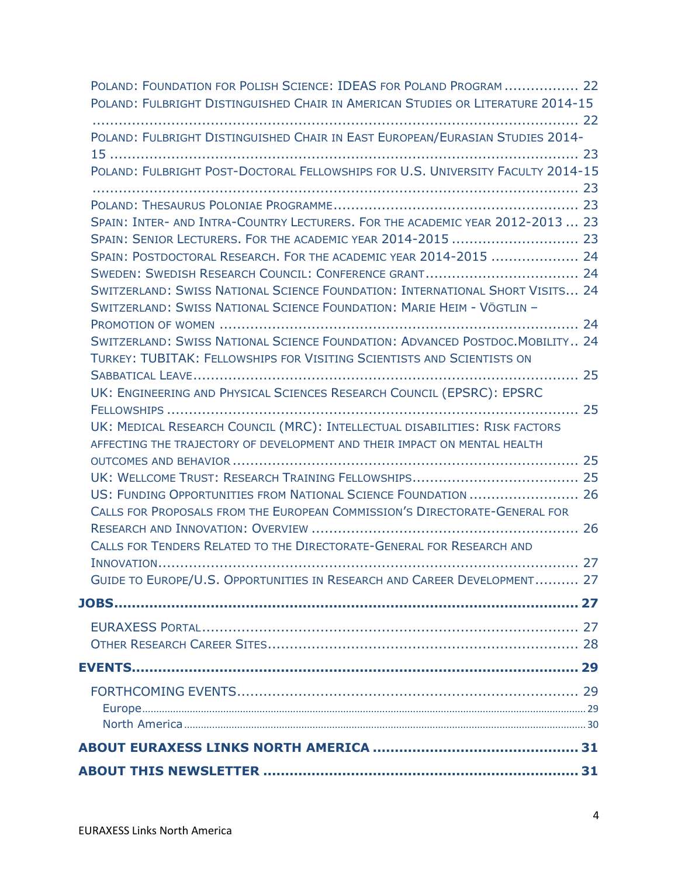Poland: Foundation for Polish Science: IDEAS for Poland Program ................ 22
Poland: Fulbright Distinguished Chair in American Studies or Literature 2014-15 ................................................................................................ 22
Poland: Fulbright Distinguished Chair in East European/Eurasian Studies 2014-15 ................................................................................................ 23
Poland: Fulbright Post-Doctoral Fellowships for U.S. University Faculty 2014-15 ................................................................................................ 23
Poland: Thesaurus Poloniae Programme ................................................ 23
Spain: Inter- and Intra-Country Lecturers. For the academic year 2012-2013 ... 23
Spain: Senior Lecturers. For the academic year 2014-2015 ............................ 23
Spain: Postdoctoral Research. For the academic year 2014-2015 ................... 24
Sweden: Swedish Research Council: Conference grant ................................. 24
Switzerland: Swiss National Science Foundation: International Short Visits... 24
Switzerland: Swiss National Science Foundation: Marie Heim - Vögtlin – Promotion of women ................................................................................ 24
Switzerland: Swiss National Science Foundation: Advanced Postdoc.Mobility.. 24
Turkey: TUBITAK: Fellowships for Visiting Scientists and Scientists on Sabbatical Leave ........................................................................................ 25
UK: Engineering and Physical Sciences Research Council (EPSRC): EPSRC Fellowships ............................................................................................ 25
UK: Medical Research Council (MRC): Intellectual disabilities: Risk factors affecting the trajectory of development and their impact on mental health outcomes and behavior ........................................................................... 25
UK: Wellcome Trust: Research Training Fellowships ..................................... 25
US: Funding Opportunities from National Science Foundation ........................ 26
Calls for Proposals from the European Commission's Directorate-General for Research and Innovation: Overview ............................................................ 26
Calls for Tenders Related to the Directorate-General for Research and Innovation ............................................................................................... 27
Guide to Europe/U.S. Opportunities in Research and Career Development.......... 27

**JOBS ................................................................................................ 27**

EURAXESS Portal ..................................................................................... 27
Other Research Career Sites ...................................................................... 28

**EVENTS ............................................................................................. 29**

FORTHCOMING EVENTS ............................................................................ 29
Europe ..................................................................................................... 29
North America .......................................................................................... 30

**ABOUT EURAXESS LINKS NORTH AMERICA ............................................ 31**

**ABOUT THIS NEWSLETTER ..................................................................... 31**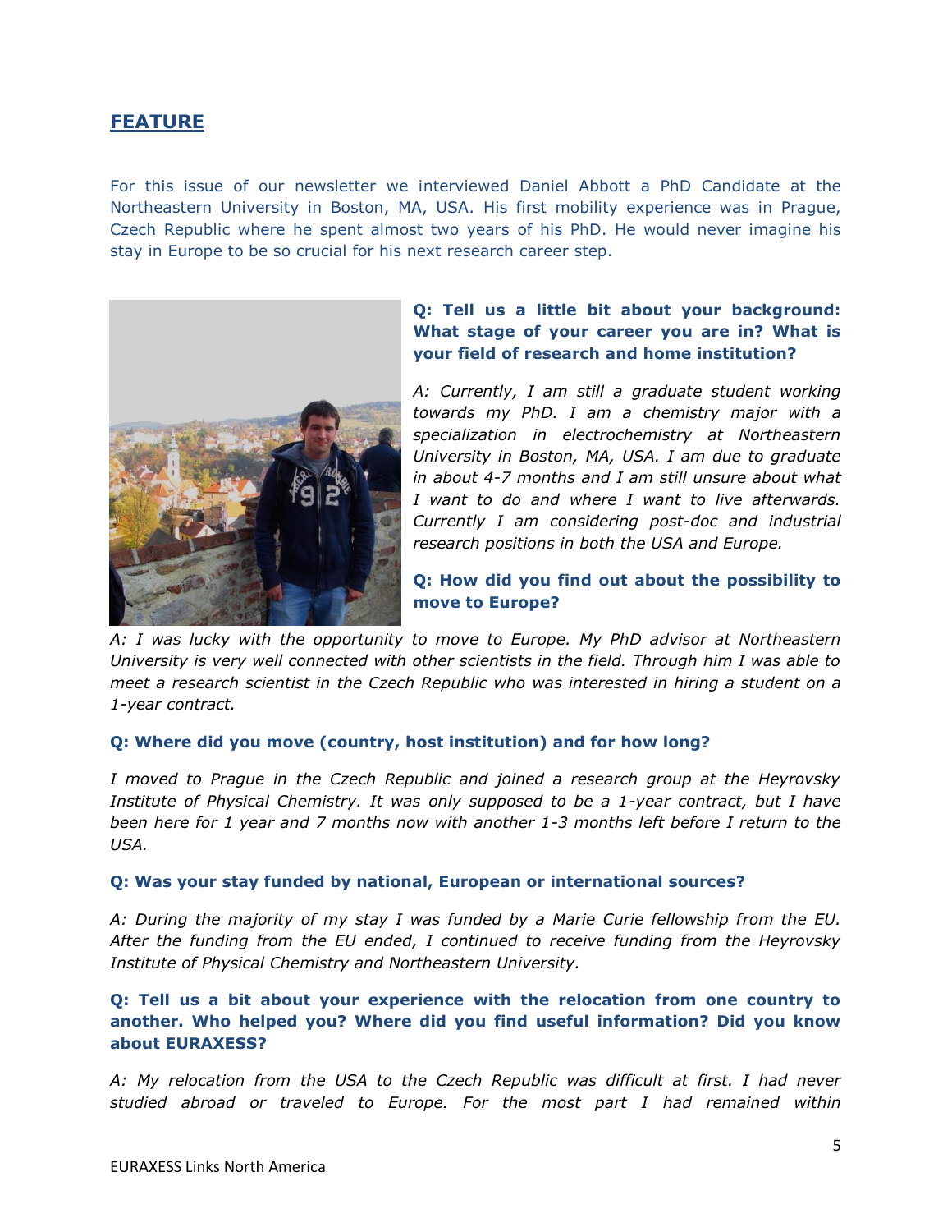## FEATURE

For this issue of our newsletter we interviewed Daniel Abbott a PhD Candidate at the Northeastern University in Boston, MA, USA. His first mobility experience was in Prague, Czech Republic where he spent almost two years of his PhD. He would never imagine his stay in Europe to be so crucial for his next research career step.

**Q: Tell us a little bit about your background: What stage of your career you are in? What is your field of research and home institution?**

*A: Currently, I am still a graduate student working towards my PhD. I am a chemistry major with a specialization in electrochemistry at Northeastern University in Boston, MA, USA. I am due to graduate in about 4-7 months and I am still unsure about what I want to do and where I want to live afterwards. Currently I am considering post-doc and industrial research positions in both the USA and Europe.*

**Q: How did you find out about the possibility to move to Europe?**

*A: I was lucky with the opportunity to move to Europe. My PhD advisor at Northeastern University is very well connected with other scientists in the field. Through him I was able to meet a research scientist in the Czech Republic who was interested in hiring a student on a 1-year contract.*

**Q: Where did you move (country, host institution) and for how long?**

*I moved to Prague in the Czech Republic and joined a research group at the Heyrovsky Institute of Physical Chemistry. It was only supposed to be a 1-year contract, but I have been here for 1 year and 7 months now with another 1-3 months left before I return to the USA.*

**Q: Was your stay funded by national, European or international sources?**

*A: During the majority of my stay I was funded by a Marie Curie fellowship from the EU. After the funding from the EU ended, I continued to receive funding from the Heyrovsky Institute of Physical Chemistry and Northeastern University.*

**Q: Tell us a bit about your experience with the relocation from one country to another. Who helped you? Where did you find useful information? Did you know about EURAXESS?**

*A: My relocation from the USA to the Czech Republic was difficult at first. I had never studied abroad or traveled to Europe. For the most part I had remained within*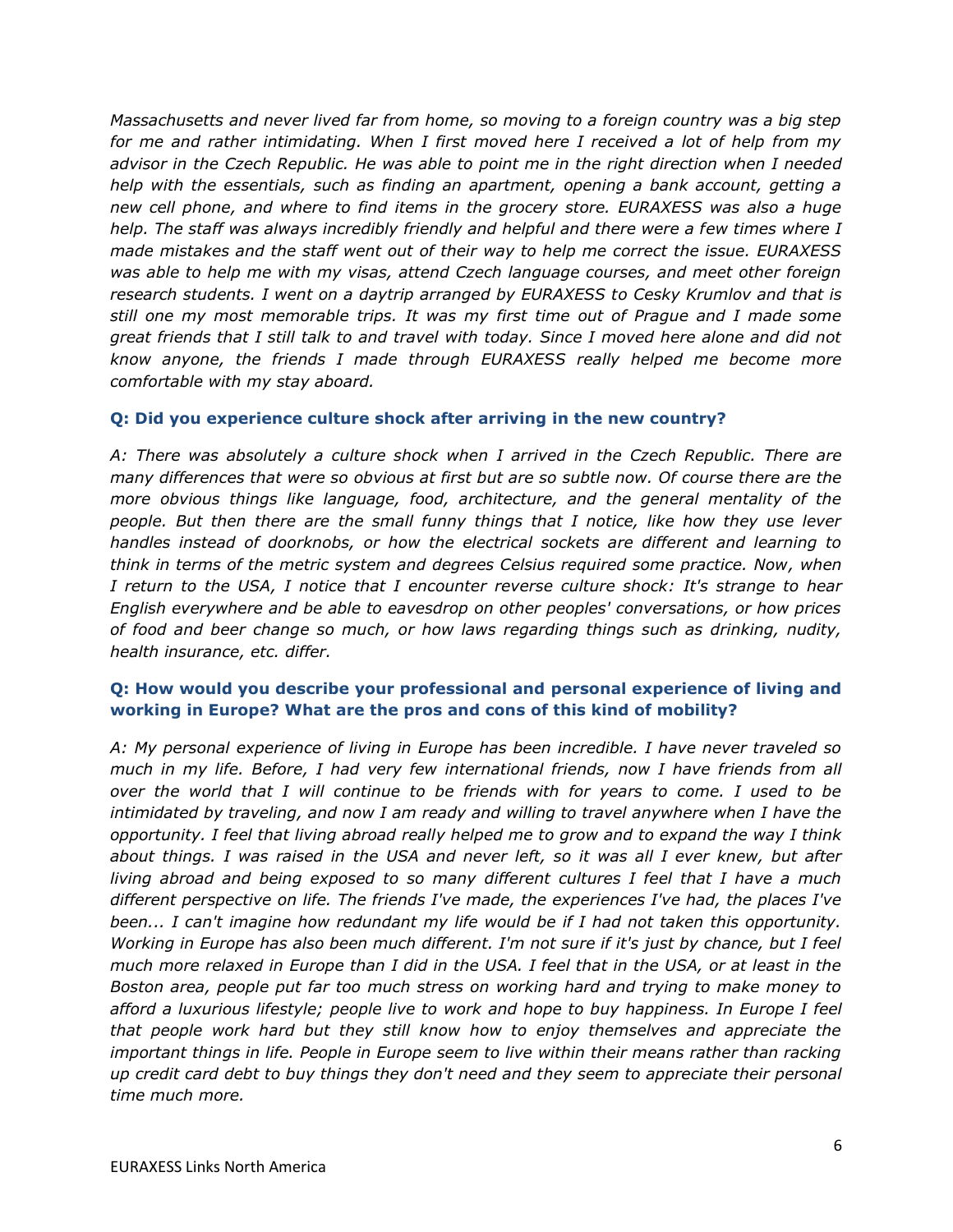*Massachusetts and never lived far from home, so moving to a foreign country was a big step for me and rather intimidating. When I first moved here I received a lot of help from my advisor in the Czech Republic. He was able to point me in the right direction when I needed help with the essentials, such as finding an apartment, opening a bank account, getting a new cell phone, and where to find items in the grocery store. EURAXESS was also a huge help. The staff was always incredibly friendly and helpful and there were a few times where I made mistakes and the staff went out of their way to help me correct the issue. EURAXESS was able to help me with my visas, attend Czech language courses, and meet other foreign research students. I went on a daytrip arranged by EURAXESS to Cesky Krumlov and that is still one my most memorable trips. It was my first time out of Prague and I made some great friends that I still talk to and travel with today. Since I moved here alone and did not know anyone, the friends I made through EURAXESS really helped me become more comfortable with my stay aboard.*

**Q: Did you experience culture shock after arriving in the new country?**

*A: There was absolutely a culture shock when I arrived in the Czech Republic. There are many differences that were so obvious at first but are so subtle now. Of course there are the more obvious things like language, food, architecture, and the general mentality of the people. But then there are the small funny things that I notice, like how they use lever handles instead of doorknobs, or how the electrical sockets are different and learning to think in terms of the metric system and degrees Celsius required some practice. Now, when I return to the USA, I notice that I encounter reverse culture shock: It's strange to hear English everywhere and be able to eavesdrop on other peoples' conversations, or how prices of food and beer change so much, or how laws regarding things such as drinking, nudity, health insurance, etc. differ.*

**Q: How would you describe your professional and personal experience of living and working in Europe? What are the pros and cons of this kind of mobility?**

*A: My personal experience of living in Europe has been incredible. I have never traveled so much in my life. Before, I had very few international friends, now I have friends from all over the world that I will continue to be friends with for years to come. I used to be intimidated by traveling, and now I am ready and willing to travel anywhere when I have the opportunity. I feel that living abroad really helped me to grow and to expand the way I think about things. I was raised in the USA and never left, so it was all I ever knew, but after living abroad and being exposed to so many different cultures I feel that I have a much different perspective on life. The friends I've made, the experiences I've had, the places I've been... I can't imagine how redundant my life would be if I had not taken this opportunity. Working in Europe has also been much different. I'm not sure if it's just by chance, but I feel much more relaxed in Europe than I did in the USA. I feel that in the USA, or at least in the Boston area, people put far too much stress on working hard and trying to make money to afford a luxurious lifestyle; people live to work and hope to buy happiness. In Europe I feel that people work hard but they still know how to enjoy themselves and appreciate the important things in life. People in Europe seem to live within their means rather than racking up credit card debt to buy things they don't need and they seem to appreciate their personal time much more.*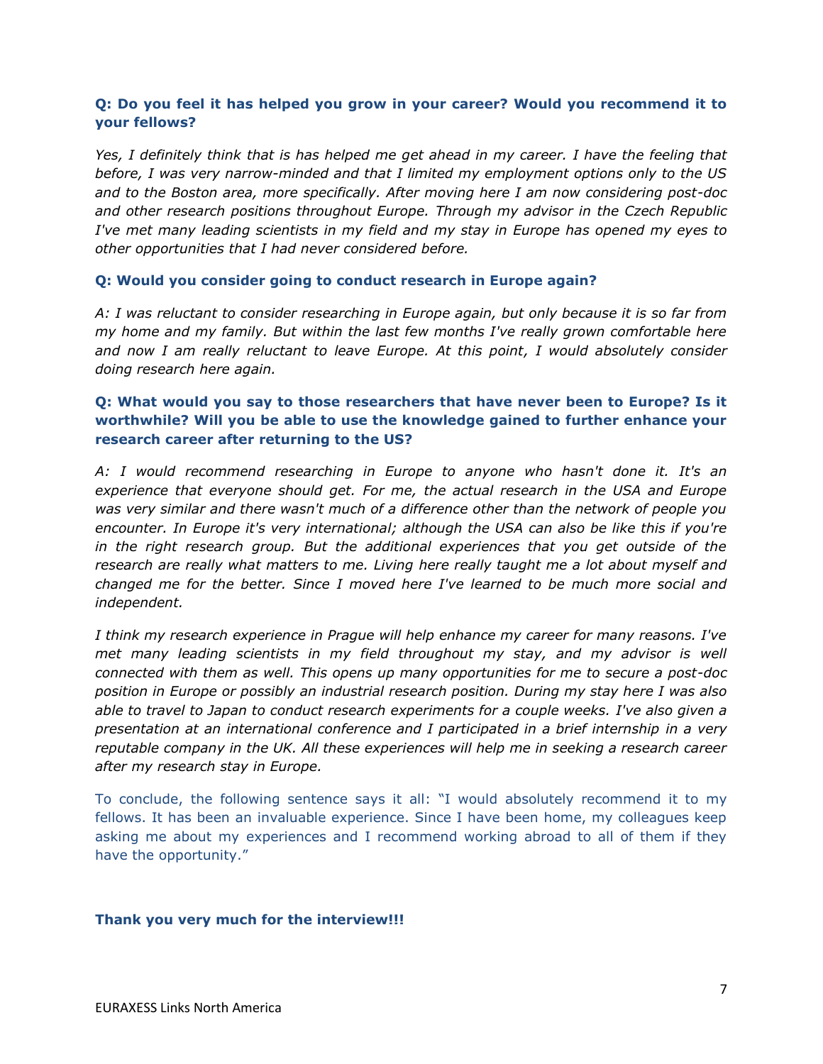**Q: Do you feel it has helped you grow in your career? Would you recommend it to your fellows?**

*Yes, I definitely think that is has helped me get ahead in my career. I have the feeling that before, I was very narrow-minded and that I limited my employment options only to the US and to the Boston area, more specifically. After moving here I am now considering post-doc and other research positions throughout Europe. Through my advisor in the Czech Republic I've met many leading scientists in my field and my stay in Europe has opened my eyes to other opportunities that I had never considered before.*

**Q: Would you consider going to conduct research in Europe again?**

*A: I was reluctant to consider researching in Europe again, but only because it is so far from my home and my family. But within the last few months I've really grown comfortable here and now I am really reluctant to leave Europe. At this point, I would absolutely consider doing research here again.*

**Q: What would you say to those researchers that have never been to Europe? Is it worthwhile? Will you be able to use the knowledge gained to further enhance your research career after returning to the US?**

*A: I would recommend researching in Europe to anyone who hasn't done it. It's an experience that everyone should get. For me, the actual research in the USA and Europe was very similar and there wasn't much of a difference other than the network of people you encounter. In Europe it's very international; although the USA can also be like this if you're in the right research group. But the additional experiences that you get outside of the research are really what matters to me. Living here really taught me a lot about myself and changed me for the better. Since I moved here I've learned to be much more social and independent.*

*I think my research experience in Prague will help enhance my career for many reasons. I've met many leading scientists in my field throughout my stay, and my advisor is well connected with them as well. This opens up many opportunities for me to secure a post-doc position in Europe or possibly an industrial research position. During my stay here I was also able to travel to Japan to conduct research experiments for a couple weeks. I've also given a presentation at an international conference and I participated in a brief internship in a very reputable company in the UK. All these experiences will help me in seeking a research career after my research stay in Europe.*

To conclude, the following sentence says it all: "I would absolutely recommend it to my fellows. It has been an invaluable experience. Since I have been home, my colleagues keep asking me about my experiences and I recommend working abroad to all of them if they have the opportunity."

**Thank you very much for the interview!!!**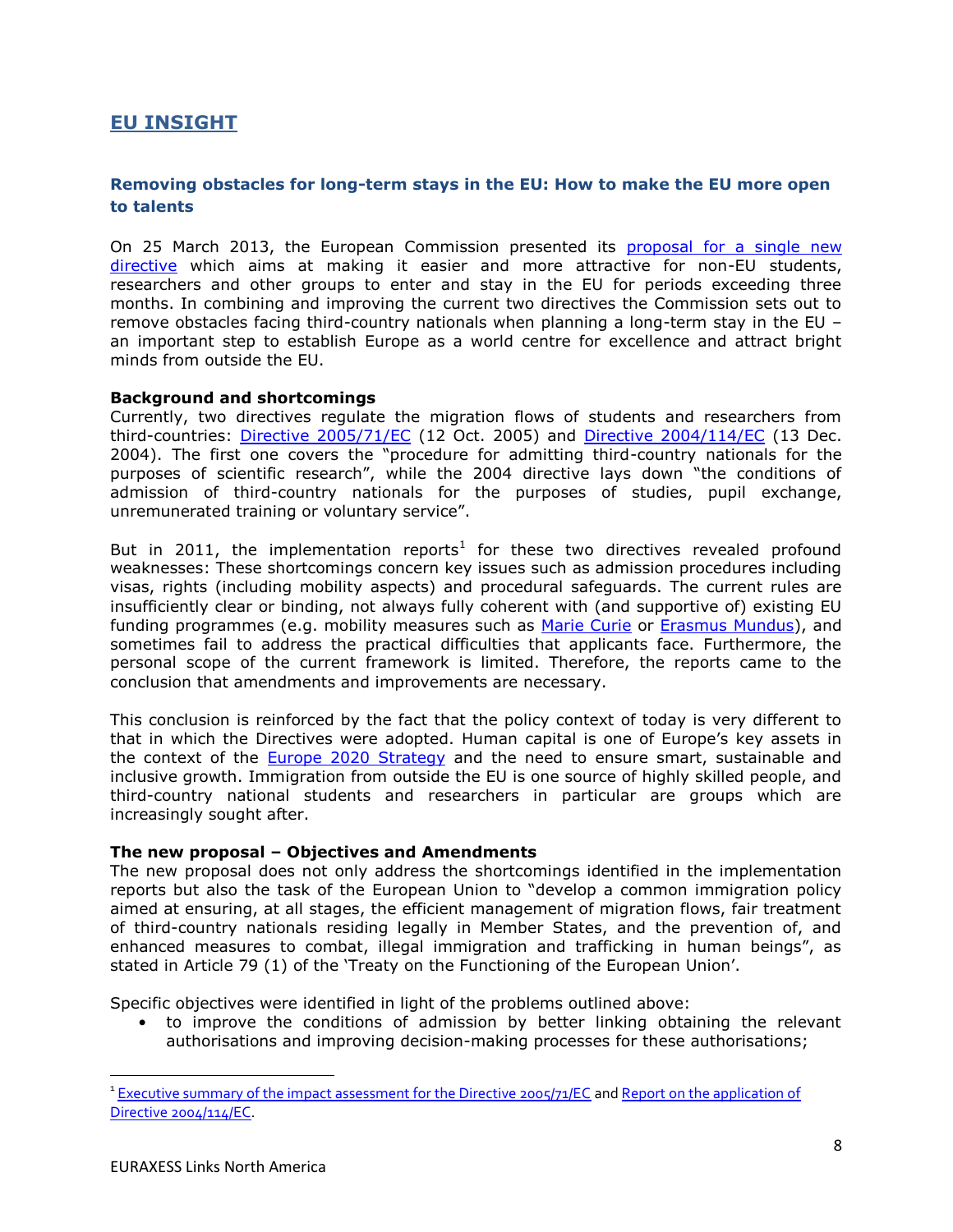## EU INSIGHT

### Removing obstacles for long-term stays in the EU: How to make the EU more open to talents

On 25 March 2013, the European Commission presented its proposal for a single new directive which aims at making it easier and more attractive for non-EU students, researchers and other groups to enter and stay in the EU for periods exceeding three months. In combining and improving the current two directives the Commission sets out to remove obstacles facing third-country nationals when planning a long-term stay in the EU – an important step to establish Europe as a world centre for excellence and attract bright minds from outside the EU.

**Background and shortcomings**

Currently, two directives regulate the migration flows of students and researchers from third-countries: Directive 2005/71/EC (12 Oct. 2005) and Directive 2004/114/EC (13 Dec. 2004). The first one covers the "procedure for admitting third-country nationals for the purposes of scientific research", while the 2004 directive lays down "the conditions of admission of third-country nationals for the purposes of studies, pupil exchange, unremunerated training or voluntary service".

But in 2011, the implementation reports[1] for these two directives revealed profound weaknesses: These shortcomings concern key issues such as admission procedures including visas, rights (including mobility aspects) and procedural safeguards. The current rules are insufficiently clear or binding, not always fully coherent with (and supportive of) existing EU funding programmes (e.g. mobility measures such as Marie Curie or Erasmus Mundus), and sometimes fail to address the practical difficulties that applicants face. Furthermore, the personal scope of the current framework is limited. Therefore, the reports came to the conclusion that amendments and improvements are necessary.

This conclusion is reinforced by the fact that the policy context of today is very different to that in which the Directives were adopted. Human capital is one of Europe's key assets in the context of the Europe 2020 Strategy and the need to ensure smart, sustainable and inclusive growth. Immigration from outside the EU is one source of highly skilled people, and third-country national students and researchers in particular are groups which are increasingly sought after.

**The new proposal – Objectives and Amendments**

The new proposal does not only address the shortcomings identified in the implementation reports but also the task of the European Union to "develop a common immigration policy aimed at ensuring, at all stages, the efficient management of migration flows, fair treatment of third-country nationals residing legally in Member States, and the prevention of, and enhanced measures to combat, illegal immigration and trafficking in human beings", as stated in Article 79 (1) of the 'Treaty on the Functioning of the European Union'.

Specific objectives were identified in light of the problems outlined above:

- to improve the conditions of admission by better linking obtaining the relevant authorisations and improving decision-making processes for these authorisations;

---

[1] Executive summary of the impact assessment for the Directive 2005/71/EC and Report on the application of Directive 2004/114/EC.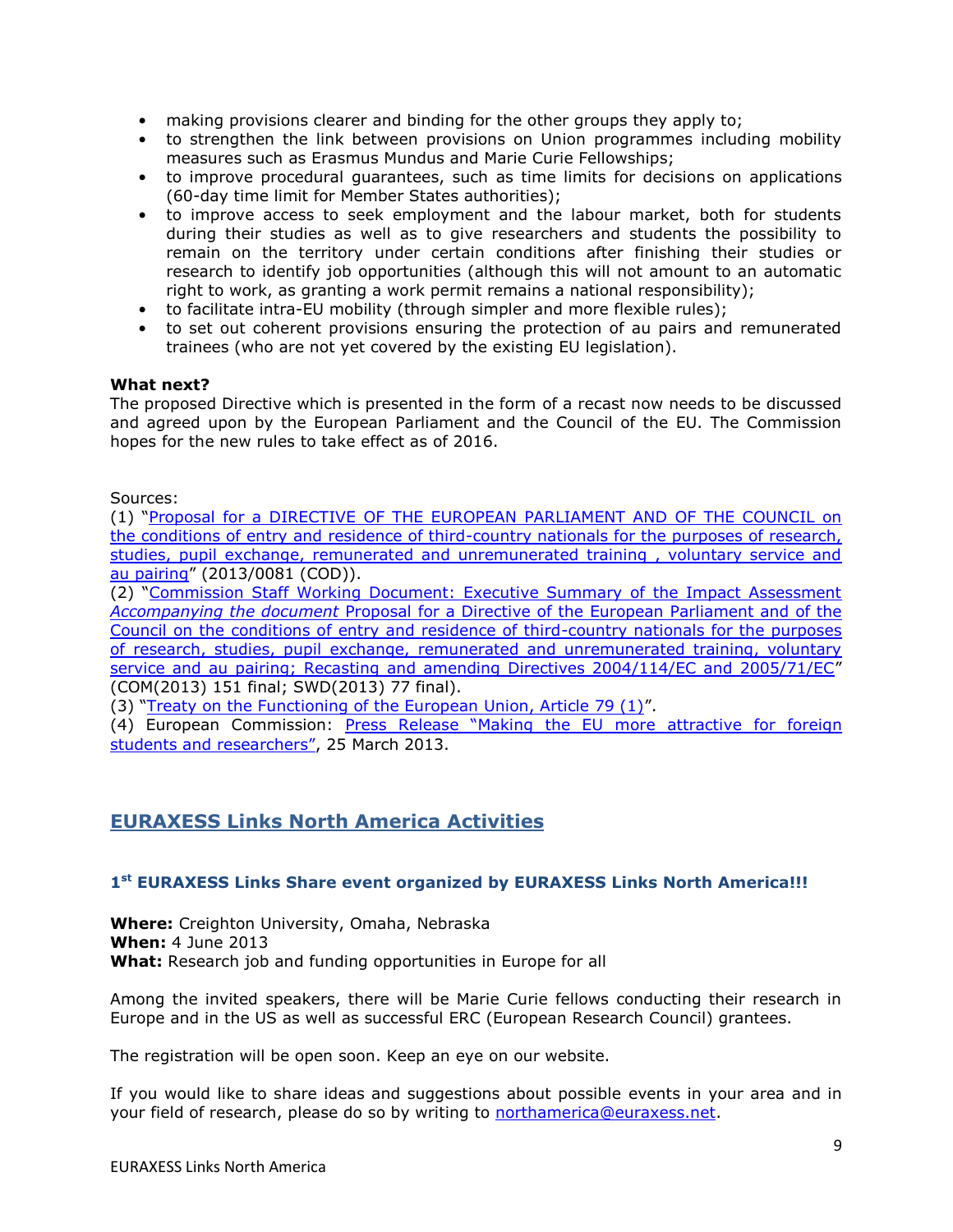- making provisions clearer and binding for the other groups they apply to;
- to strengthen the link between provisions on Union programmes including mobility measures such as Erasmus Mundus and Marie Curie Fellowships;
- to improve procedural guarantees, such as time limits for decisions on applications (60-day time limit for Member States authorities);
- to improve access to seek employment and the labour market, both for students during their studies as well as to give researchers and students the possibility to remain on the territory under certain conditions after finishing their studies or research to identify job opportunities (although this will not amount to an automatic right to work, as granting a work permit remains a national responsibility);
- to facilitate intra-EU mobility (through simpler and more flexible rules);
- to set out coherent provisions ensuring the protection of au pairs and remunerated trainees (who are not yet covered by the existing EU legislation).

**What next?**
The proposed Directive which is presented in the form of a recast now needs to be discussed and agreed upon by the European Parliament and the Council of the EU. The Commission hopes for the new rules to take effect as of 2016.

Sources:
(1) "Proposal for a DIRECTIVE OF THE EUROPEAN PARLIAMENT AND OF THE COUNCIL on the conditions of entry and residence of third-country nationals for the purposes of research, studies, pupil exchange, remunerated and unremunerated training , voluntary service and au pairing" (2013/0081 (COD)).
(2) "Commission Staff Working Document: Executive Summary of the Impact Assessment *Accompanying the document* Proposal for a Directive of the European Parliament and of the Council on the conditions of entry and residence of third-country nationals for the purposes of research, studies, pupil exchange, remunerated and unremunerated training, voluntary service and au pairing; Recasting and amending Directives 2004/114/EC and 2005/71/EC" (COM(2013) 151 final; SWD(2013) 77 final).
(3) "Treaty on the Functioning of the European Union, Article 79 (1)".
(4) European Commission: Press Release "Making the EU more attractive for foreign students and researchers", 25 March 2013.

## EURAXESS Links North America Activities

### 1st EURAXESS Links Share event organized by EURAXESS Links North America!!!

**Where:** Creighton University, Omaha, Nebraska
**When:** 4 June 2013
**What:** Research job and funding opportunities in Europe for all

Among the invited speakers, there will be Marie Curie fellows conducting their research in Europe and in the US as well as successful ERC (European Research Council) grantees.

The registration will be open soon. Keep an eye on our website.

If you would like to share ideas and suggestions about possible events in your area and in your field of research, please do so by writing to northamerica@euraxess.net.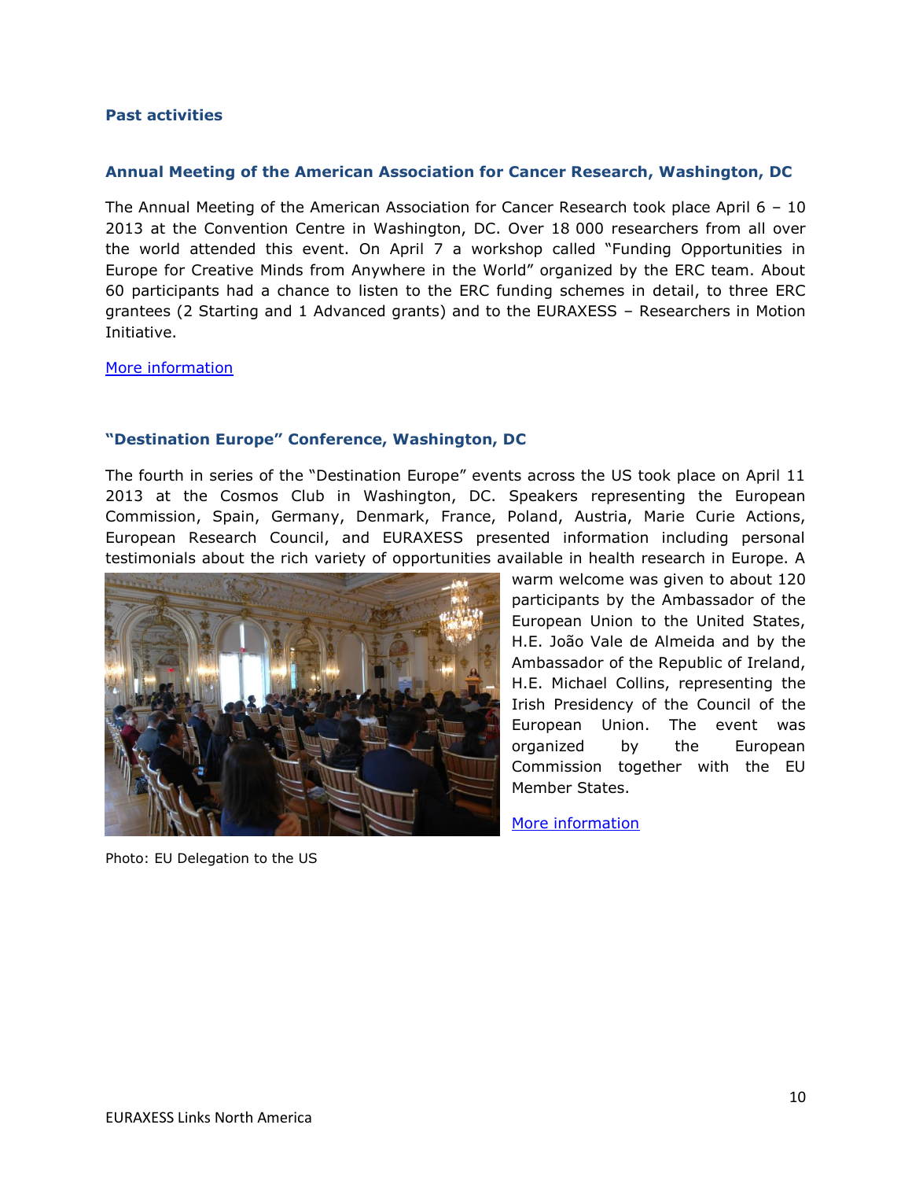## Past activities

### Annual Meeting of the American Association for Cancer Research, Washington, DC

The Annual Meeting of the American Association for Cancer Research took place April 6 – 10 2013 at the Convention Centre in Washington, DC. Over 18 000 researchers from all over the world attended this event. On April 7 a workshop called "Funding Opportunities in Europe for Creative Minds from Anywhere in the World" organized by the ERC team. About 60 participants had a chance to listen to the ERC funding schemes in detail, to three ERC grantees (2 Starting and 1 Advanced grants) and to the EURAXESS – Researchers in Motion Initiative.

More information

### "Destination Europe" Conference, Washington, DC

The fourth in series of the "Destination Europe" events across the US took place on April 11 2013 at the Cosmos Club in Washington, DC. Speakers representing the European Commission, Spain, Germany, Denmark, France, Poland, Austria, Marie Curie Actions, European Research Council, and EURAXESS presented information including personal testimonials about the rich variety of opportunities available in health research in Europe. A warm welcome was given to about 120 participants by the Ambassador of the European Union to the United States, H.E. João Vale de Almeida and by the Ambassador of the Republic of Ireland, H.E. Michael Collins, representing the Irish Presidency of the Council of the European Union. The event was organized by the European Commission together with the EU Member States.

More information

Photo: EU Delegation to the US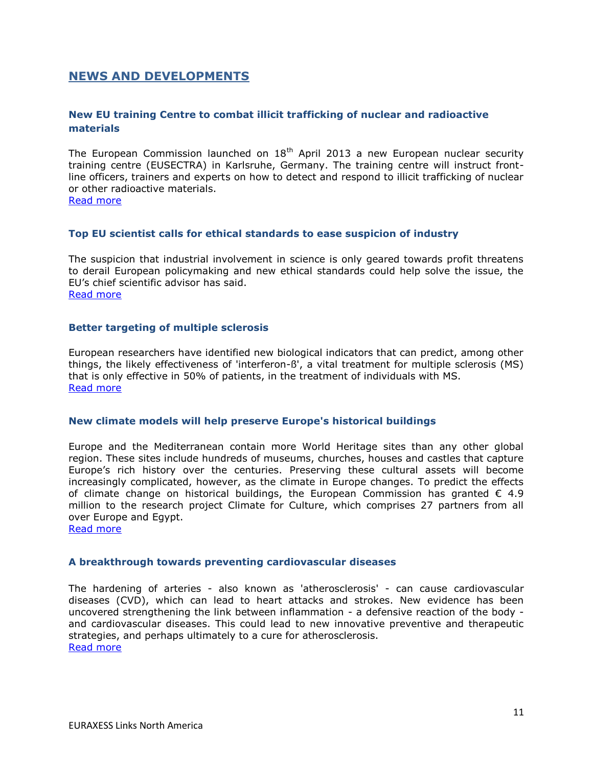## NEWS AND DEVELOPMENTS

### New EU training Centre to combat illicit trafficking of nuclear and radioactive materials

The European Commission launched on 18th April 2013 a new European nuclear security training centre (EUSECTRA) in Karlsruhe, Germany. The training centre will instruct front-line officers, trainers and experts on how to detect and respond to illicit trafficking of nuclear or other radioactive materials.
Read more

### Top EU scientist calls for ethical standards to ease suspicion of industry

The suspicion that industrial involvement in science is only geared towards profit threatens to derail European policymaking and new ethical standards could help solve the issue, the EU's chief scientific advisor has said.
Read more

### Better targeting of multiple sclerosis

European researchers have identified new biological indicators that can predict, among other things, the likely effectiveness of 'interferon-ß', a vital treatment for multiple sclerosis (MS) that is only effective in 50% of patients, in the treatment of individuals with MS.
Read more

### New climate models will help preserve Europe's historical buildings

Europe and the Mediterranean contain more World Heritage sites than any other global region. These sites include hundreds of museums, churches, houses and castles that capture Europe's rich history over the centuries. Preserving these cultural assets will become increasingly complicated, however, as the climate in Europe changes. To predict the effects of climate change on historical buildings, the European Commission has granted € 4.9 million to the research project Climate for Culture, which comprises 27 partners from all over Europe and Egypt.
Read more

### A breakthrough towards preventing cardiovascular diseases

The hardening of arteries - also known as 'atherosclerosis' - can cause cardiovascular diseases (CVD), which can lead to heart attacks and strokes. New evidence has been uncovered strengthening the link between inflammation - a defensive reaction of the body - and cardiovascular diseases. This could lead to new innovative preventive and therapeutic strategies, and perhaps ultimately to a cure for atherosclerosis.
Read more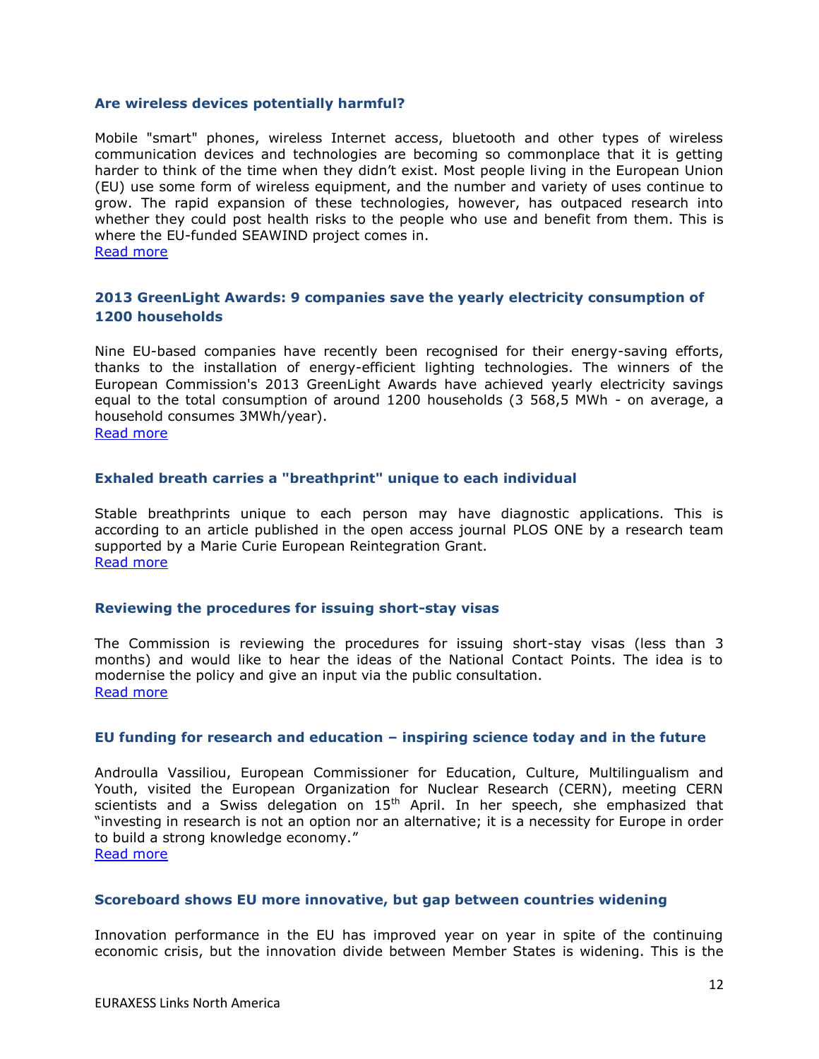### Are wireless devices potentially harmful?

Mobile "smart" phones, wireless Internet access, bluetooth and other types of wireless communication devices and technologies are becoming so commonplace that it is getting harder to think of the time when they didn't exist. Most people living in the European Union (EU) use some form of wireless equipment, and the number and variety of uses continue to grow. The rapid expansion of these technologies, however, has outpaced research into whether they could post health risks to the people who use and benefit from them. This is where the EU-funded SEAWIND project comes in.
Read more

### 2013 GreenLight Awards: 9 companies save the yearly electricity consumption of 1200 households

Nine EU-based companies have recently been recognised for their energy-saving efforts, thanks to the installation of energy-efficient lighting technologies. The winners of the European Commission's 2013 GreenLight Awards have achieved yearly electricity savings equal to the total consumption of around 1200 households (3 568,5 MWh - on average, a household consumes 3MWh/year).
Read more

### Exhaled breath carries a "breathprint" unique to each individual

Stable breathprints unique to each person may have diagnostic applications. This is according to an article published in the open access journal PLOS ONE by a research team supported by a Marie Curie European Reintegration Grant.
Read more

### Reviewing the procedures for issuing short-stay visas

The Commission is reviewing the procedures for issuing short-stay visas (less than 3 months) and would like to hear the ideas of the National Contact Points. The idea is to modernise the policy and give an input via the public consultation.
Read more

### EU funding for research and education – inspiring science today and in the future

Androulla Vassiliou, European Commissioner for Education, Culture, Multilingualism and Youth, visited the European Organization for Nuclear Research (CERN), meeting CERN scientists and a Swiss delegation on 15th April. In her speech, she emphasized that "investing in research is not an option nor an alternative; it is a necessity for Europe in order to build a strong knowledge economy."
Read more

### Scoreboard shows EU more innovative, but gap between countries widening

Innovation performance in the EU has improved year on year in spite of the continuing economic crisis, but the innovation divide between Member States is widening. This is the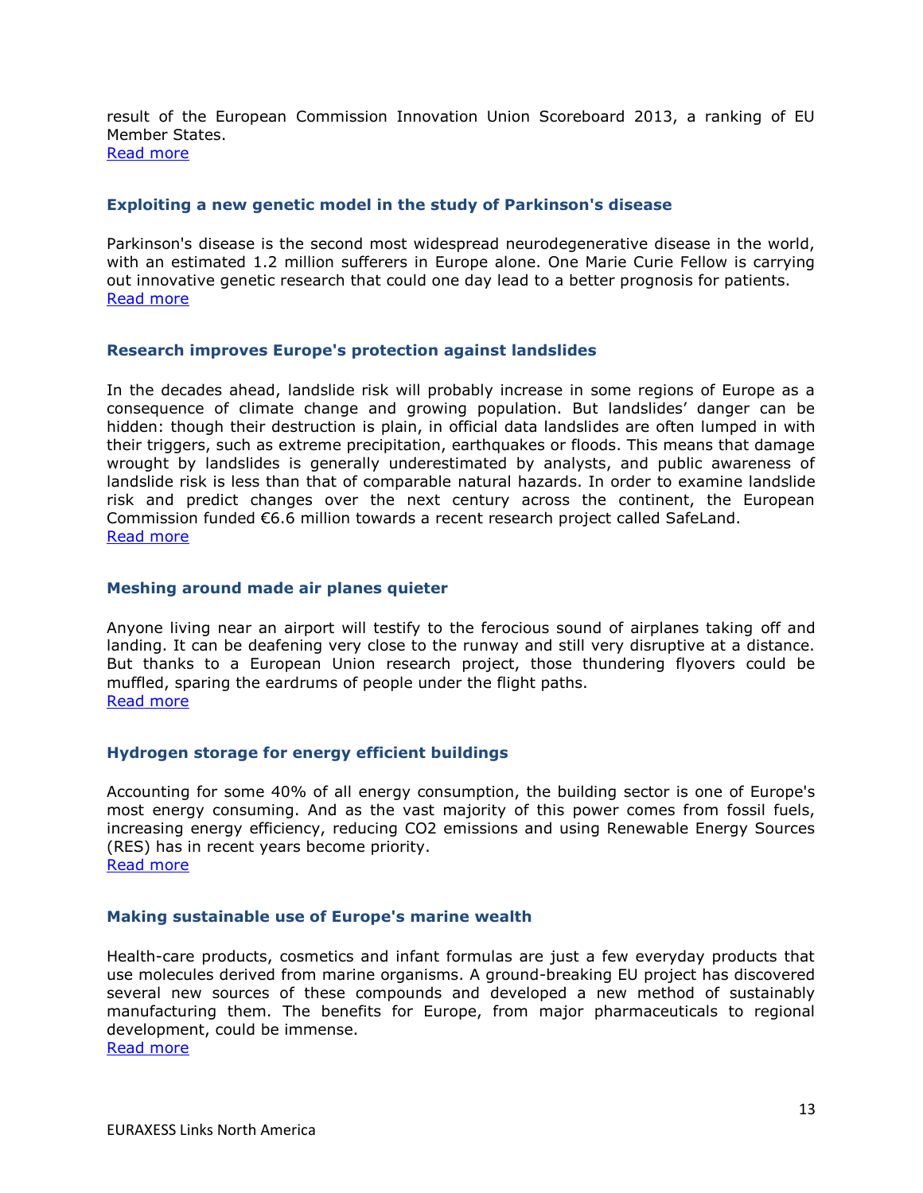result of the European Commission Innovation Union Scoreboard 2013, a ranking of EU Member States.
[Read more]

### Exploiting a new genetic model in the study of Parkinson's disease

Parkinson's disease is the second most widespread neurodegenerative disease in the world, with an estimated 1.2 million sufferers in Europe alone. One Marie Curie Fellow is carrying out innovative genetic research that could one day lead to a better prognosis for patients.
[Read more]

### Research improves Europe's protection against landslides

In the decades ahead, landslide risk will probably increase in some regions of Europe as a consequence of climate change and growing population. But landslides' danger can be hidden: though their destruction is plain, in official data landslides are often lumped in with their triggers, such as extreme precipitation, earthquakes or floods. This means that damage wrought by landslides is generally underestimated by analysts, and public awareness of landslide risk is less than that of comparable natural hazards. In order to examine landslide risk and predict changes over the next century across the continent, the European Commission funded €6.6 million towards a recent research project called SafeLand.
[Read more]

### Meshing around made air planes quieter

Anyone living near an airport will testify to the ferocious sound of airplanes taking off and landing. It can be deafening very close to the runway and still very disruptive at a distance. But thanks to a European Union research project, those thundering flyovers could be muffled, sparing the eardrums of people under the flight paths.
[Read more]

### Hydrogen storage for energy efficient buildings

Accounting for some 40% of all energy consumption, the building sector is one of Europe's most energy consuming. And as the vast majority of this power comes from fossil fuels, increasing energy efficiency, reducing $CO_2$ emissions and using Renewable Energy Sources (RES) has in recent years become priority.
[Read more]

### Making sustainable use of Europe's marine wealth

Health-care products, cosmetics and infant formulas are just a few everyday products that use molecules derived from marine organisms. A ground-breaking EU project has discovered several new sources of these compounds and developed a new method of sustainably manufacturing them. The benefits for Europe, from major pharmaceuticals to regional development, could be immense.
[Read more]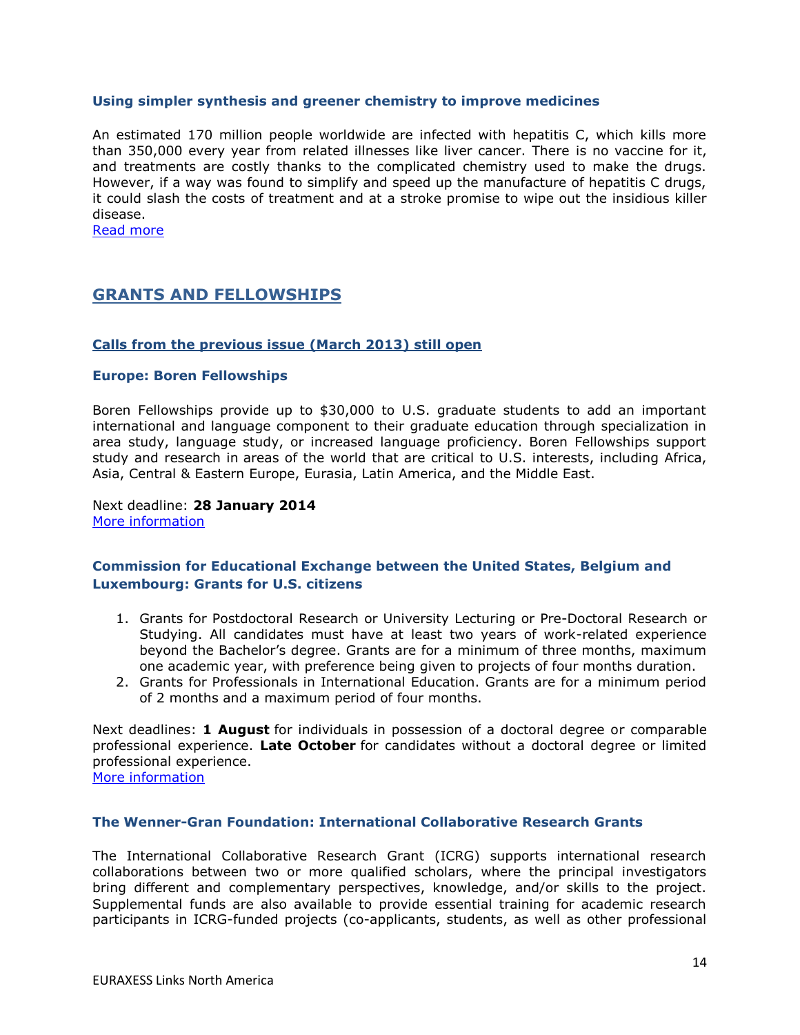### Using simpler synthesis and greener chemistry to improve medicines

An estimated 170 million people worldwide are infected with hepatitis C, which kills more than 350,000 every year from related illnesses like liver cancer. There is no vaccine for it, and treatments are costly thanks to the complicated chemistry used to make the drugs. However, if a way was found to simplify and speed up the manufacture of hepatitis C drugs, it could slash the costs of treatment and at a stroke promise to wipe out the insidious killer disease.
Read more

## GRANTS AND FELLOWSHIPS

### Calls from the previous issue (March 2013) still open

### Europe: Boren Fellowships

Boren Fellowships provide up to $30,000 to U.S. graduate students to add an important international and language component to their graduate education through specialization in area study, language study, or increased language proficiency. Boren Fellowships support study and research in areas of the world that are critical to U.S. interests, including Africa, Asia, Central & Eastern Europe, Eurasia, Latin America, and the Middle East.

Next deadline: **28 January 2014**
More information

### Commission for Educational Exchange between the United States, Belgium and Luxembourg: Grants for U.S. citizens

1. Grants for Postdoctoral Research or University Lecturing or Pre-Doctoral Research or Studying. All candidates must have at least two years of work-related experience beyond the Bachelor's degree. Grants are for a minimum of three months, maximum one academic year, with preference being given to projects of four months duration.
2. Grants for Professionals in International Education. Grants are for a minimum period of 2 months and a maximum period of four months.

Next deadlines: **1 August** for individuals in possession of a doctoral degree or comparable professional experience. **Late October** for candidates without a doctoral degree or limited professional experience.
More information

### The Wenner-Gran Foundation: International Collaborative Research Grants

The International Collaborative Research Grant (ICRG) supports international research collaborations between two or more qualified scholars, where the principal investigators bring different and complementary perspectives, knowledge, and/or skills to the project. Supplemental funds are also available to provide essential training for academic research participants in ICRG-funded projects (co-applicants, students, as well as other professional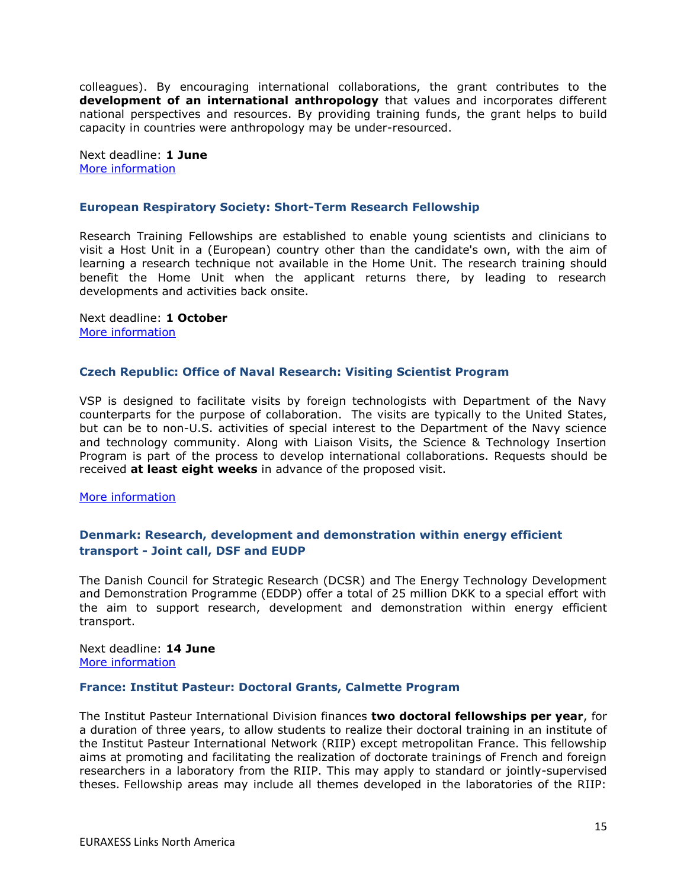colleagues). By encouraging international collaborations, the grant contributes to the **development of an international anthropology** that values and incorporates different national perspectives and resources. By providing training funds, the grant helps to build capacity in countries were anthropology may be under-resourced.

Next deadline: **1 June**
More information

### European Respiratory Society: Short-Term Research Fellowship

Research Training Fellowships are established to enable young scientists and clinicians to visit a Host Unit in a (European) country other than the candidate's own, with the aim of learning a research technique not available in the Home Unit. The research training should benefit the Home Unit when the applicant returns there, by leading to research developments and activities back onsite.

Next deadline: **1 October**
More information

### Czech Republic: Office of Naval Research: Visiting Scientist Program

VSP is designed to facilitate visits by foreign technologists with Department of the Navy counterparts for the purpose of collaboration. The visits are typically to the United States, but can be to non-U.S. activities of special interest to the Department of the Navy science and technology community. Along with Liaison Visits, the Science & Technology Insertion Program is part of the process to develop international collaborations. Requests should be received **at least eight weeks** in advance of the proposed visit.

More information

### Denmark: Research, development and demonstration within energy efficient transport - Joint call, DSF and EUDP

The Danish Council for Strategic Research (DCSR) and The Energy Technology Development and Demonstration Programme (EDDP) offer a total of 25 million DKK to a special effort with the aim to support research, development and demonstration within energy efficient transport.

Next deadline: **14 June**
More information

### France: Institut Pasteur: Doctoral Grants, Calmette Program

The Institut Pasteur International Division finances **two doctoral fellowships per year**, for a duration of three years, to allow students to realize their doctoral training in an institute of the Institut Pasteur International Network (RIIP) except metropolitan France. This fellowship aims at promoting and facilitating the realization of doctorate trainings of French and foreign researchers in a laboratory from the RIIP. This may apply to standard or jointly-supervised theses. Fellowship areas may include all themes developed in the laboratories of the RIIP: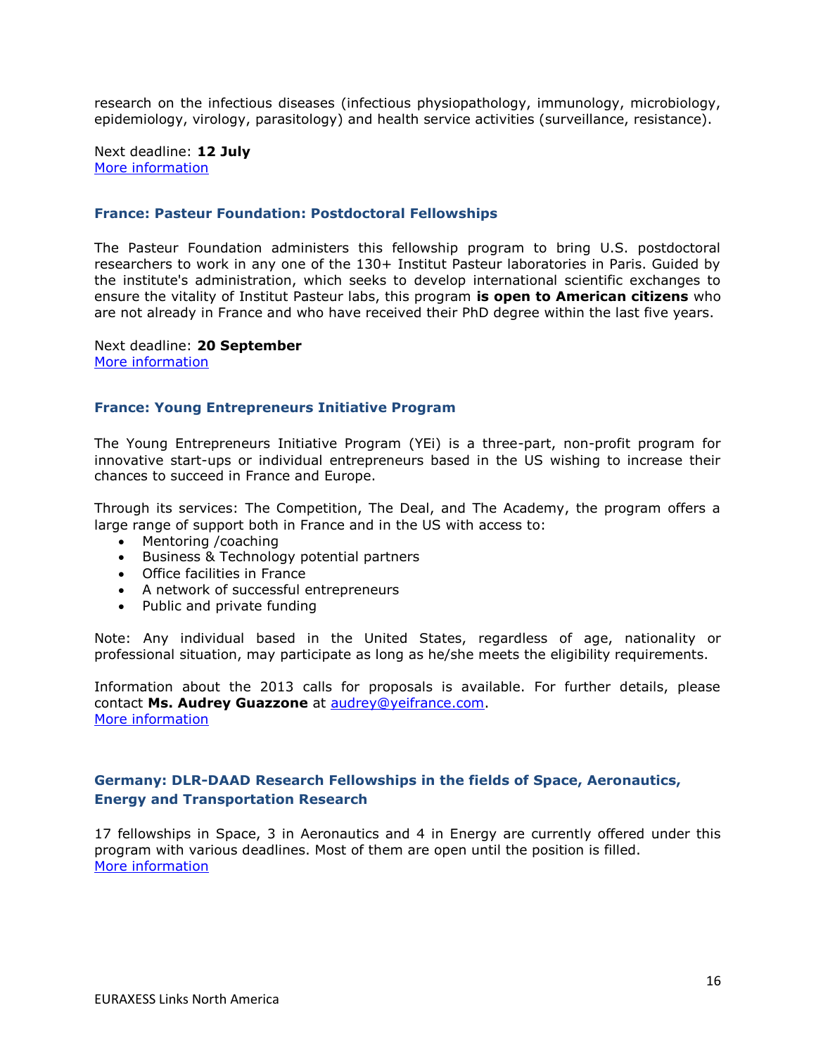research on the infectious diseases (infectious physiopathology, immunology, microbiology, epidemiology, virology, parasitology) and health service activities (surveillance, resistance).

Next deadline: **12 July**
More information

### France: Pasteur Foundation: Postdoctoral Fellowships

The Pasteur Foundation administers this fellowship program to bring U.S. postdoctoral researchers to work in any one of the 130+ Institut Pasteur laboratories in Paris. Guided by the institute's administration, which seeks to develop international scientific exchanges to ensure the vitality of Institut Pasteur labs, this program **is open to American citizens** who are not already in France and who have received their PhD degree within the last five years.

Next deadline: **20 September**
More information

### France: Young Entrepreneurs Initiative Program

The Young Entrepreneurs Initiative Program (YEi) is a three-part, non-profit program for innovative start-ups or individual entrepreneurs based in the US wishing to increase their chances to succeed in France and Europe.

Through its services: The Competition, The Deal, and The Academy, the program offers a large range of support both in France and in the US with access to:

- Mentoring /coaching
- Business & Technology potential partners
- Office facilities in France
- A network of successful entrepreneurs
- Public and private funding

Note: Any individual based in the United States, regardless of age, nationality or professional situation, may participate as long as he/she meets the eligibility requirements.

Information about the 2013 calls for proposals is available. For further details, please contact **Ms. Audrey Guazzone** at audrey@yeifrance.com.
More information

### Germany: DLR-DAAD Research Fellowships in the fields of Space, Aeronautics, Energy and Transportation Research

17 fellowships in Space, 3 in Aeronautics and 4 in Energy are currently offered under this program with various deadlines. Most of them are open until the position is filled.
More information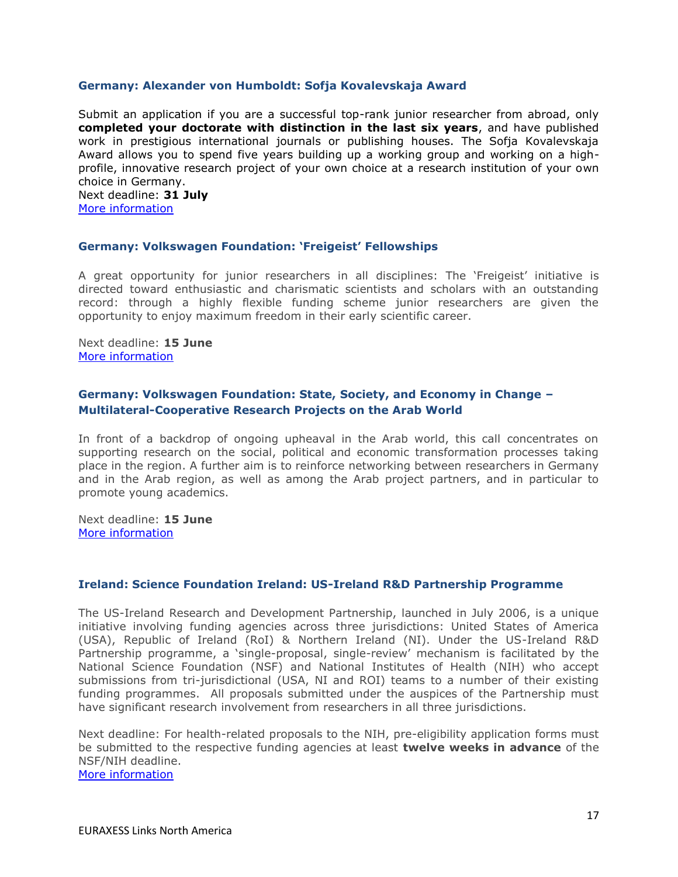### Germany: Alexander von Humboldt: Sofja Kovalevskaja Award

Submit an application if you are a successful top-rank junior researcher from abroad, only **completed your doctorate with distinction in the last six years**, and have published work in prestigious international journals or publishing houses. The Sofja Kovalevskaja Award allows you to spend five years building up a working group and working on a high-profile, innovative research project of your own choice at a research institution of your own choice in Germany.
Next deadline: **31 July**
More information

### Germany: Volkswagen Foundation: 'Freigeist' Fellowships

A great opportunity for junior researchers in all disciplines: The 'Freigeist' initiative is directed toward enthusiastic and charismatic scientists and scholars with an outstanding record: through a highly flexible funding scheme junior researchers are given the opportunity to enjoy maximum freedom in their early scientific career.

Next deadline: **15 June**
More information

### Germany: Volkswagen Foundation: State, Society, and Economy in Change – Multilateral-Cooperative Research Projects on the Arab World

In front of a backdrop of ongoing upheaval in the Arab world, this call concentrates on supporting research on the social, political and economic transformation processes taking place in the region. A further aim is to reinforce networking between researchers in Germany and in the Arab region, as well as among the Arab project partners, and in particular to promote young academics.

Next deadline: **15 June**
More information

### Ireland: Science Foundation Ireland: US-Ireland R&D Partnership Programme

The US-Ireland Research and Development Partnership, launched in July 2006, is a unique initiative involving funding agencies across three jurisdictions: United States of America (USA), Republic of Ireland (RoI) & Northern Ireland (NI). Under the US-Ireland R&D Partnership programme, a 'single-proposal, single-review' mechanism is facilitated by the National Science Foundation (NSF) and National Institutes of Health (NIH) who accept submissions from tri-jurisdictional (USA, NI and ROI) teams to a number of their existing funding programmes. All proposals submitted under the auspices of the Partnership must have significant research involvement from researchers in all three jurisdictions.

Next deadline: For health-related proposals to the NIH, pre-eligibility application forms must be submitted to the respective funding agencies at least **twelve weeks in advance** of the NSF/NIH deadline.
More information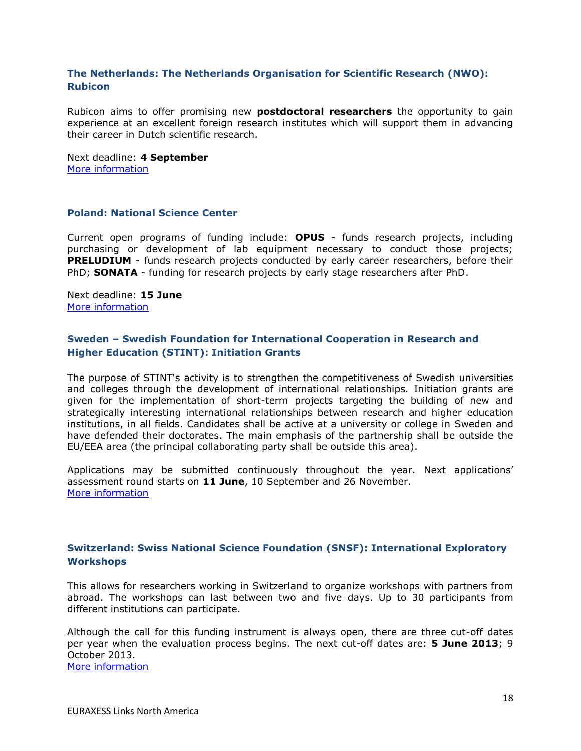### The Netherlands: The Netherlands Organisation for Scientific Research (NWO): Rubicon

Rubicon aims to offer promising new **postdoctoral researchers** the opportunity to gain experience at an excellent foreign research institutes which will support them in advancing their career in Dutch scientific research.

Next deadline: **4 September**
More information

### Poland: National Science Center

Current open programs of funding include: **OPUS** - funds research projects, including purchasing or development of lab equipment necessary to conduct those projects; **PRELUDIUM** - funds research projects conducted by early career researchers, before their PhD; **SONATA** - funding for research projects by early stage researchers after PhD.

Next deadline: **15 June**
More information

### Sweden – Swedish Foundation for International Cooperation in Research and Higher Education (STINT): Initiation Grants

The purpose of STINT's activity is to strengthen the competitiveness of Swedish universities and colleges through the development of international relationships. Initiation grants are given for the implementation of short-term projects targeting the building of new and strategically interesting international relationships between research and higher education institutions, in all fields. Candidates shall be active at a university or college in Sweden and have defended their doctorates. The main emphasis of the partnership shall be outside the EU/EEA area (the principal collaborating party shall be outside this area).

Applications may be submitted continuously throughout the year. Next applications' assessment round starts on **11 June**, 10 September and 26 November.
More information

### Switzerland: Swiss National Science Foundation (SNSF): International Exploratory Workshops

This allows for researchers working in Switzerland to organize workshops with partners from abroad. The workshops can last between two and five days. Up to 30 participants from different institutions can participate.

Although the call for this funding instrument is always open, there are three cut-off dates per year when the evaluation process begins. The next cut-off dates are: **5 June 2013**; 9 October 2013.
More information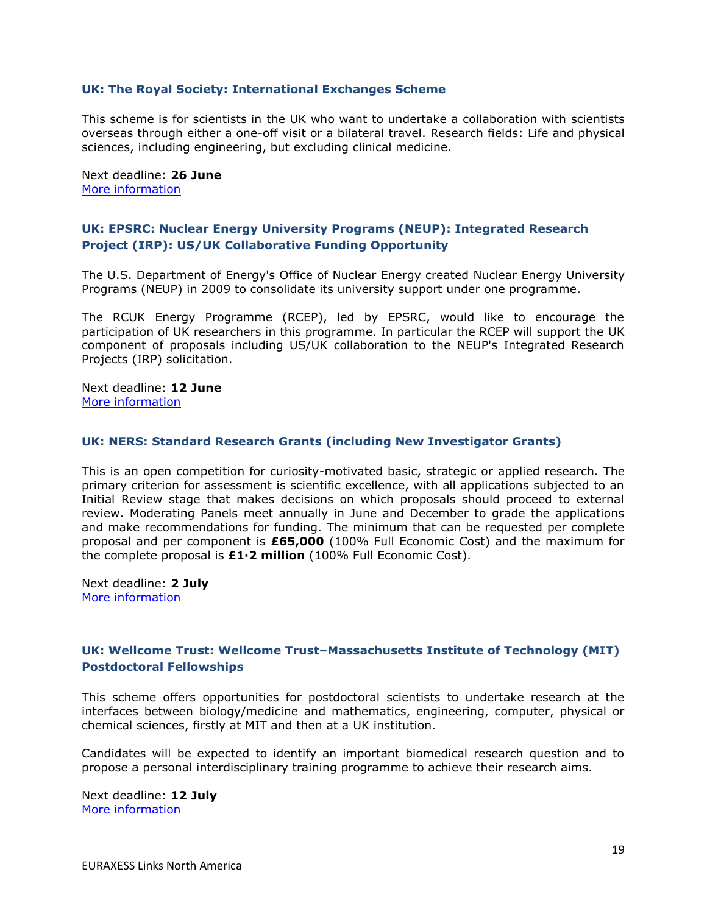### UK: The Royal Society: International Exchanges Scheme

This scheme is for scientists in the UK who want to undertake a collaboration with scientists overseas through either a one-off visit or a bilateral travel. Research fields: Life and physical sciences, including engineering, but excluding clinical medicine.

Next deadline: **26 June**
More information

### UK: EPSRC: Nuclear Energy University Programs (NEUP): Integrated Research Project (IRP): US/UK Collaborative Funding Opportunity

The U.S. Department of Energy's Office of Nuclear Energy created Nuclear Energy University Programs (NEUP) in 2009 to consolidate its university support under one programme.

The RCUK Energy Programme (RCEP), led by EPSRC, would like to encourage the participation of UK researchers in this programme. In particular the RCEP will support the UK component of proposals including US/UK collaboration to the NEUP's Integrated Research Projects (IRP) solicitation.

Next deadline: **12 June**
More information

### UK: NERS: Standard Research Grants (including New Investigator Grants)

This is an open competition for curiosity-motivated basic, strategic or applied research. The primary criterion for assessment is scientific excellence, with all applications subjected to an Initial Review stage that makes decisions on which proposals should proceed to external review. Moderating Panels meet annually in June and December to grade the applications and make recommendations for funding. The minimum that can be requested per complete proposal and per component is **£65,000** (100% Full Economic Cost) and the maximum for the complete proposal is **£1·2 million** (100% Full Economic Cost).

Next deadline: **2 July**
More information

### UK: Wellcome Trust: Wellcome Trust–Massachusetts Institute of Technology (MIT) Postdoctoral Fellowships

This scheme offers opportunities for postdoctoral scientists to undertake research at the interfaces between biology/medicine and mathematics, engineering, computer, physical or chemical sciences, firstly at MIT and then at a UK institution.

Candidates will be expected to identify an important biomedical research question and to propose a personal interdisciplinary training programme to achieve their research aims.

Next deadline: **12 July**
More information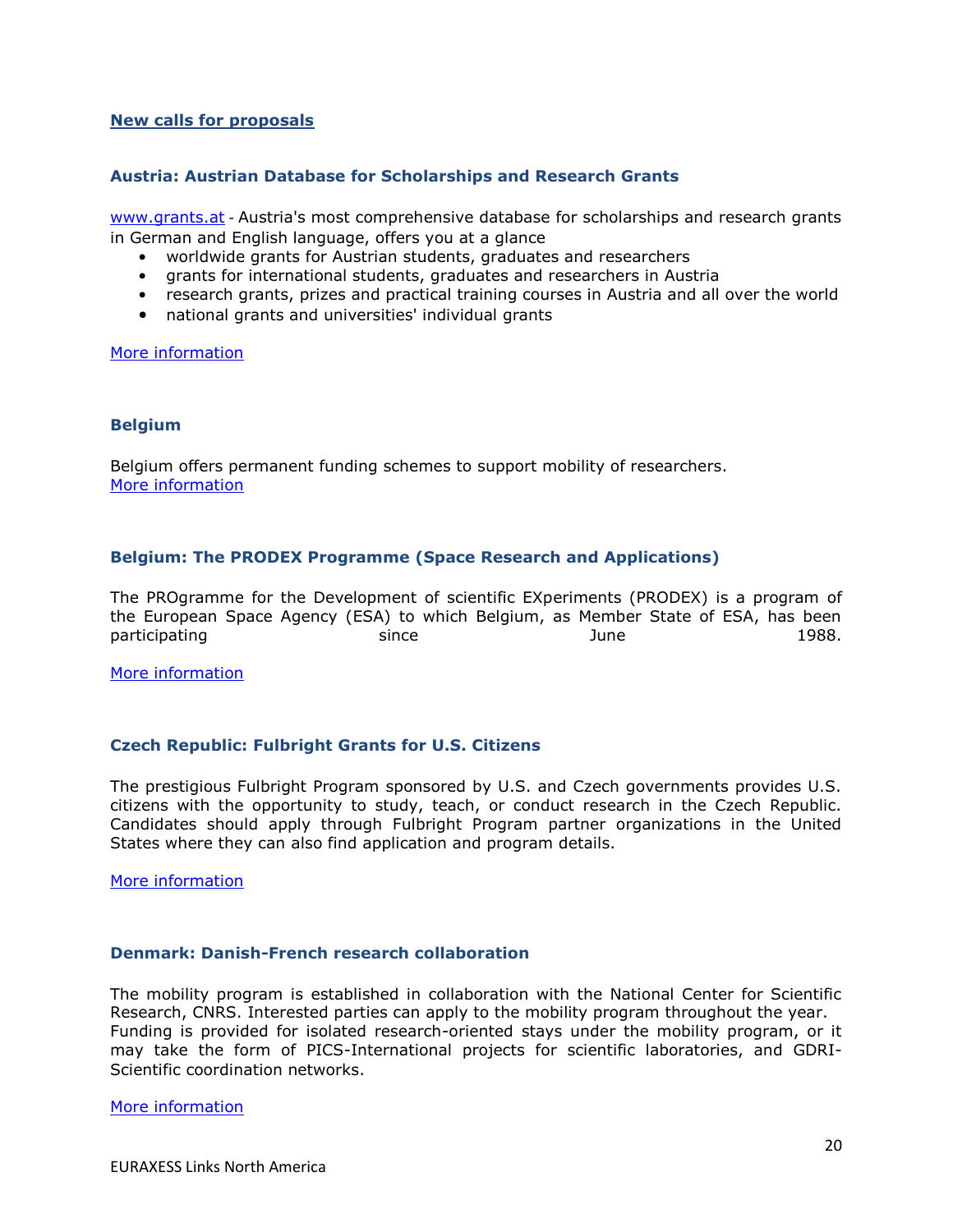## New calls for proposals

### Austria: Austrian Database for Scholarships and Research Grants

www.grants.at - Austria's most comprehensive database for scholarships and research grants in German and English language, offers you at a glance

- worldwide grants for Austrian students, graduates and researchers
- grants for international students, graduates and researchers in Austria
- research grants, prizes and practical training courses in Austria and all over the world
- national grants and universities' individual grants

More information

### Belgium

Belgium offers permanent funding schemes to support mobility of researchers.
More information

### Belgium: The PRODEX Programme (Space Research and Applications)

The PROgramme for the Development of scientific EXperiments (PRODEX) is a program of the European Space Agency (ESA) to which Belgium, as Member State of ESA, has been participating since June 1988.

More information

### Czech Republic: Fulbright Grants for U.S. Citizens

The prestigious Fulbright Program sponsored by U.S. and Czech governments provides U.S. citizens with the opportunity to study, teach, or conduct research in the Czech Republic. Candidates should apply through Fulbright Program partner organizations in the United States where they can also find application and program details.

More information

### Denmark: Danish-French research collaboration

The mobility program is established in collaboration with the National Center for Scientific Research, CNRS. Interested parties can apply to the mobility program throughout the year. Funding is provided for isolated research-oriented stays under the mobility program, or it may take the form of PICS-International projects for scientific laboratories, and GDRI-Scientific coordination networks.

More information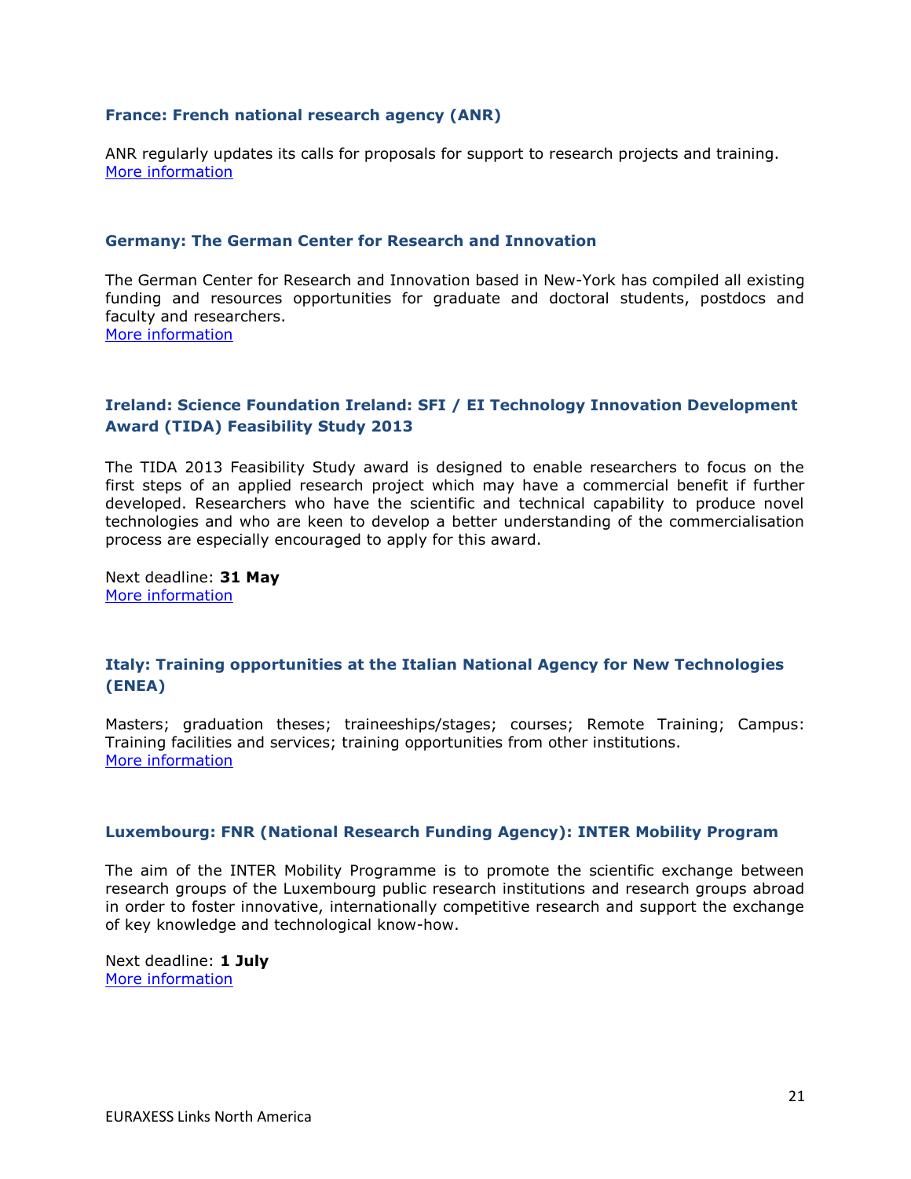### France: French national research agency (ANR)

ANR regularly updates its calls for proposals for support to research projects and training.
More information

### Germany: The German Center for Research and Innovation

The German Center for Research and Innovation based in New-York has compiled all existing funding and resources opportunities for graduate and doctoral students, postdocs and faculty and researchers.
More information

### Ireland: Science Foundation Ireland: SFI / EI Technology Innovation Development Award (TIDA) Feasibility Study 2013

The TIDA 2013 Feasibility Study award is designed to enable researchers to focus on the first steps of an applied research project which may have a commercial benefit if further developed. Researchers who have the scientific and technical capability to produce novel technologies and who are keen to develop a better understanding of the commercialisation process are especially encouraged to apply for this award.

Next deadline: **31 May**
More information

### Italy: Training opportunities at the Italian National Agency for New Technologies (ENEA)

Masters; graduation theses; traineeships/stages; courses; Remote Training; Campus: Training facilities and services; training opportunities from other institutions.
More information

### Luxembourg: FNR (National Research Funding Agency): INTER Mobility Program

The aim of the INTER Mobility Programme is to promote the scientific exchange between research groups of the Luxembourg public research institutions and research groups abroad in order to foster innovative, internationally competitive research and support the exchange of key knowledge and technological know-how.

Next deadline: **1 July**
More information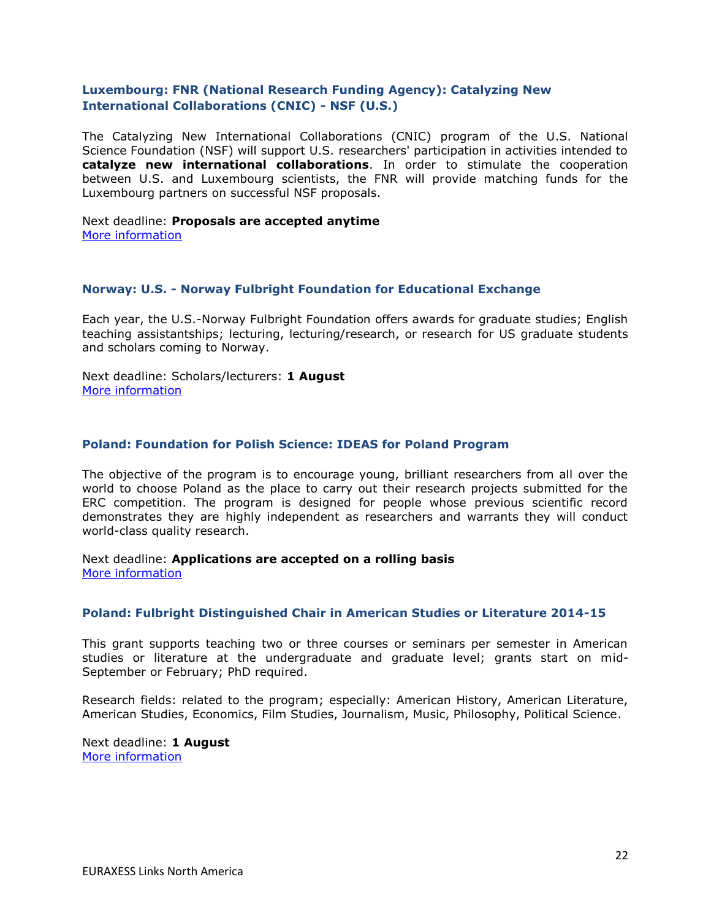### Luxembourg: FNR (National Research Funding Agency): Catalyzing New International Collaborations (CNIC) - NSF (U.S.)

The Catalyzing New International Collaborations (CNIC) program of the U.S. National Science Foundation (NSF) will support U.S. researchers' participation in activities intended to **catalyze new international collaborations**. In order to stimulate the cooperation between U.S. and Luxembourg scientists, the FNR will provide matching funds for the Luxembourg partners on successful NSF proposals.

Next deadline: **Proposals are accepted anytime**
More information

### Norway: U.S. - Norway Fulbright Foundation for Educational Exchange

Each year, the U.S.-Norway Fulbright Foundation offers awards for graduate studies; English teaching assistantships; lecturing, lecturing/research, or research for US graduate students and scholars coming to Norway.

Next deadline: Scholars/lecturers: **1 August**
More information

### Poland: Foundation for Polish Science: IDEAS for Poland Program

The objective of the program is to encourage young, brilliant researchers from all over the world to choose Poland as the place to carry out their research projects submitted for the ERC competition. The program is designed for people whose previous scientific record demonstrates they are highly independent as researchers and warrants they will conduct world-class quality research.

Next deadline: **Applications are accepted on a rolling basis**
More information

### Poland: Fulbright Distinguished Chair in American Studies or Literature 2014-15

This grant supports teaching two or three courses or seminars per semester in American studies or literature at the undergraduate and graduate level; grants start on mid-September or February; PhD required.

Research fields: related to the program; especially: American History, American Literature, American Studies, Economics, Film Studies, Journalism, Music, Philosophy, Political Science.

Next deadline: **1 August**
More information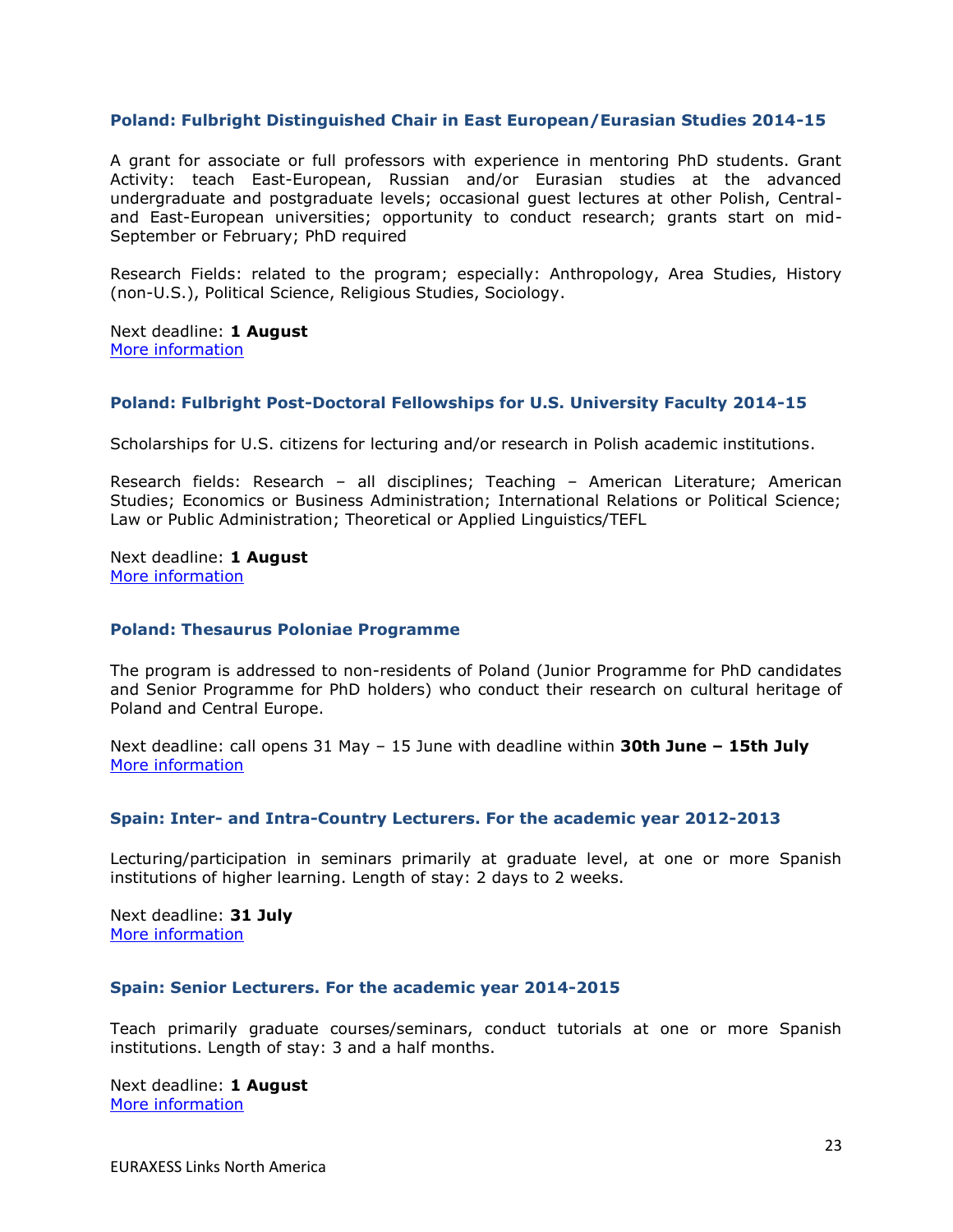### Poland: Fulbright Distinguished Chair in East European/Eurasian Studies 2014-15

A grant for associate or full professors with experience in mentoring PhD students. Grant Activity: teach East-European, Russian and/or Eurasian studies at the advanced undergraduate and postgraduate levels; occasional guest lectures at other Polish, Central- and East-European universities; opportunity to conduct research; grants start on mid-September or February; PhD required

Research Fields: related to the program; especially: Anthropology, Area Studies, History (non-U.S.), Political Science, Religious Studies, Sociology.

Next deadline: **1 August**
More information

### Poland: Fulbright Post-Doctoral Fellowships for U.S. University Faculty 2014-15

Scholarships for U.S. citizens for lecturing and/or research in Polish academic institutions.

Research fields: Research – all disciplines; Teaching – American Literature; American Studies; Economics or Business Administration; International Relations or Political Science; Law or Public Administration; Theoretical or Applied Linguistics/TEFL

Next deadline: **1 August**
More information

### Poland: Thesaurus Poloniae Programme

The program is addressed to non-residents of Poland (Junior Programme for PhD candidates and Senior Programme for PhD holders) who conduct their research on cultural heritage of Poland and Central Europe.

Next deadline: call opens 31 May – 15 June with deadline within **30th June – 15th July**
More information

### Spain: Inter- and Intra-Country Lecturers. For the academic year 2012-2013

Lecturing/participation in seminars primarily at graduate level, at one or more Spanish institutions of higher learning. Length of stay: 2 days to 2 weeks.

Next deadline: **31 July**
More information

### Spain: Senior Lecturers. For the academic year 2014-2015

Teach primarily graduate courses/seminars, conduct tutorials at one or more Spanish institutions. Length of stay: 3 and a half months.

Next deadline: **1 August**
More information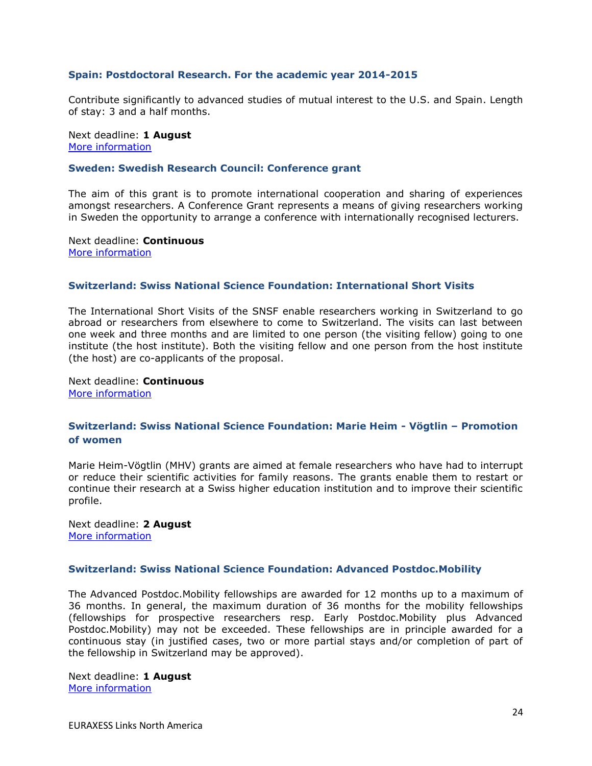### Spain: Postdoctoral Research. For the academic year 2014-2015

Contribute significantly to advanced studies of mutual interest to the U.S. and Spain. Length of stay: 3 and a half months.

Next deadline: **1 August**
[More information]

### Sweden: Swedish Research Council: Conference grant

The aim of this grant is to promote international cooperation and sharing of experiences amongst researchers. A Conference Grant represents a means of giving researchers working in Sweden the opportunity to arrange a conference with internationally recognised lecturers.

Next deadline: **Continuous**
[More information]

### Switzerland: Swiss National Science Foundation: International Short Visits

The International Short Visits of the SNSF enable researchers working in Switzerland to go abroad or researchers from elsewhere to come to Switzerland. The visits can last between one week and three months and are limited to one person (the visiting fellow) going to one institute (the host institute). Both the visiting fellow and one person from the host institute (the host) are co-applicants of the proposal.

Next deadline: **Continuous**
[More information]

### Switzerland: Swiss National Science Foundation: Marie Heim - Vögtlin – Promotion of women

Marie Heim-Vögtlin (MHV) grants are aimed at female researchers who have had to interrupt or reduce their scientific activities for family reasons. The grants enable them to restart or continue their research at a Swiss higher education institution and to improve their scientific profile.

Next deadline: **2 August**
[More information]

### Switzerland: Swiss National Science Foundation: Advanced Postdoc.Mobility

The Advanced Postdoc.Mobility fellowships are awarded for 12 months up to a maximum of 36 months. In general, the maximum duration of 36 months for the mobility fellowships (fellowships for prospective researchers resp. Early Postdoc.Mobility plus Advanced Postdoc.Mobility) may not be exceeded. These fellowships are in principle awarded for a continuous stay (in justified cases, two or more partial stays and/or completion of part of the fellowship in Switzerland may be approved).

Next deadline: **1 August**
[More information]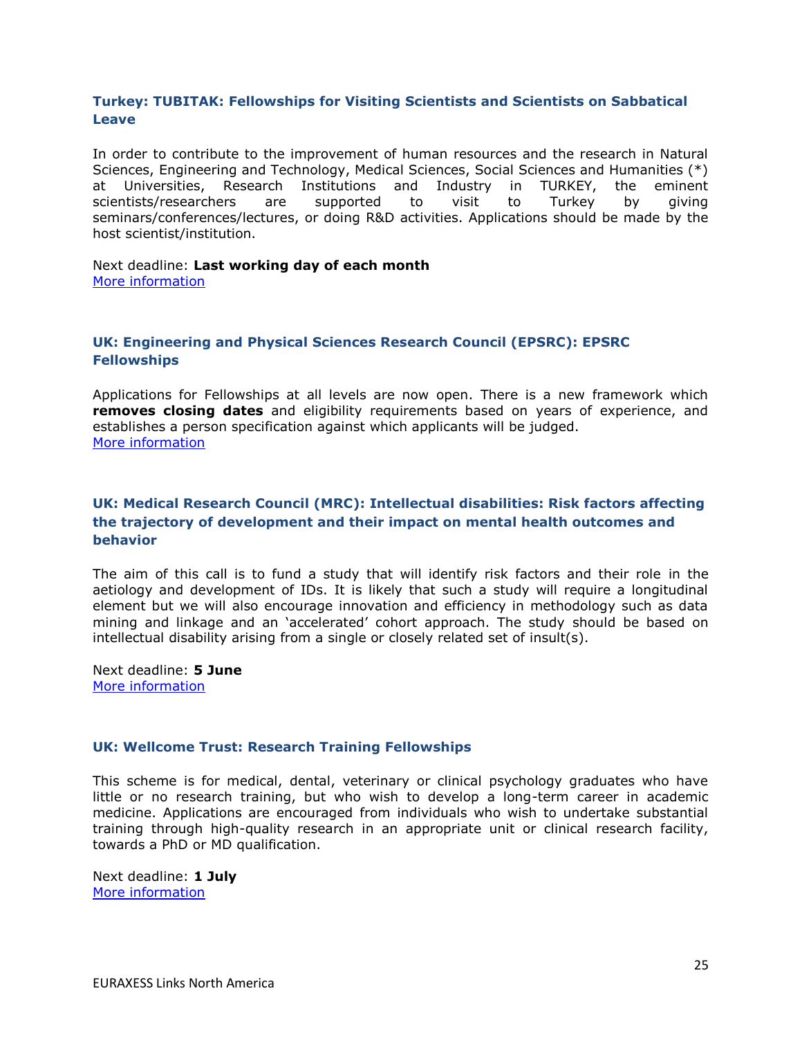### Turkey: TUBITAK: Fellowships for Visiting Scientists and Scientists on Sabbatical Leave

In order to contribute to the improvement of human resources and the research in Natural Sciences, Engineering and Technology, Medical Sciences, Social Sciences and Humanities (*) at Universities, Research Institutions and Industry in TURKEY, the eminent scientists/researchers are supported to visit to Turkey by giving seminars/conferences/lectures, or doing R&D activities. Applications should be made by the host scientist/institution.

Next deadline: **Last working day of each month**
More information

### UK: Engineering and Physical Sciences Research Council (EPSRC): EPSRC Fellowships

Applications for Fellowships at all levels are now open. There is a new framework which **removes closing dates** and eligibility requirements based on years of experience, and establishes a person specification against which applicants will be judged.
More information

### UK: Medical Research Council (MRC): Intellectual disabilities: Risk factors affecting the trajectory of development and their impact on mental health outcomes and behavior

The aim of this call is to fund a study that will identify risk factors and their role in the aetiology and development of IDs. It is likely that such a study will require a longitudinal element but we will also encourage innovation and efficiency in methodology such as data mining and linkage and an 'accelerated' cohort approach. The study should be based on intellectual disability arising from a single or closely related set of insult(s).

Next deadline: **5 June**
More information

### UK: Wellcome Trust: Research Training Fellowships

This scheme is for medical, dental, veterinary or clinical psychology graduates who have little or no research training, but who wish to develop a long-term career in academic medicine. Applications are encouraged from individuals who wish to undertake substantial training through high-quality research in an appropriate unit or clinical research facility, towards a PhD or MD qualification.

Next deadline: **1 July**
More information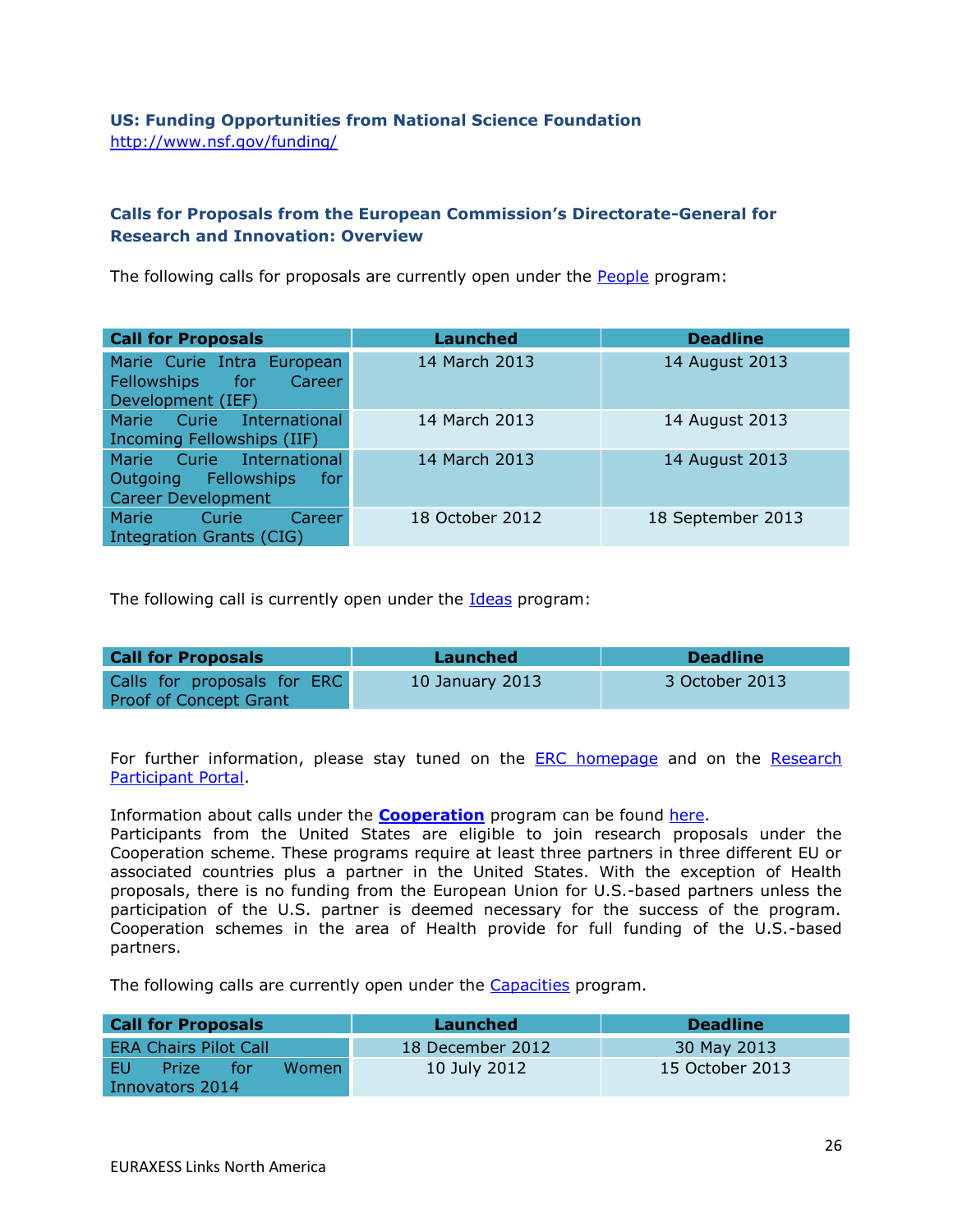### US: Funding Opportunities from National Science Foundation

http://www.nsf.gov/funding/

### Calls for Proposals from the European Commission's Directorate-General for Research and Innovation: Overview

The following calls for proposals are currently open under the People program:

| Call for Proposals | Launched | Deadline |
|---|---|---|
| Marie Curie Intra European Fellowships for Career Development (IEF) | 14 March 2013 | 14 August 2013 |
| Marie Curie International Incoming Fellowships (IIF) | 14 March 2013 | 14 August 2013 |
| Marie Curie International Outgoing Fellowships for Career Development | 14 March 2013 | 14 August 2013 |
| Marie Curie Career Integration Grants (CIG) | 18 October 2012 | 18 September 2013 |

The following call is currently open under the Ideas program:

| Call for Proposals | Launched | Deadline |
|---|---|---|
| Calls for proposals for ERC Proof of Concept Grant | 10 January 2013 | 3 October 2013 |

For further information, please stay tuned on the ERC homepage and on the Research Participant Portal.

Information about calls under the **Cooperation** program can be found here.
Participants from the United States are eligible to join research proposals under the Cooperation scheme. These programs require at least three partners in three different EU or associated countries plus a partner in the United States. With the exception of Health proposals, there is no funding from the European Union for U.S.-based partners unless the participation of the U.S. partner is deemed necessary for the success of the program. Cooperation schemes in the area of Health provide for full funding of the U.S.-based partners.

The following calls are currently open under the Capacities program.

| Call for Proposals | Launched | Deadline |
|---|---|---|
| ERA Chairs Pilot Call | 18 December 2012 | 30 May 2013 |
| EU Prize for Women Innovators 2014 | 10 July 2012 | 15 October 2013 |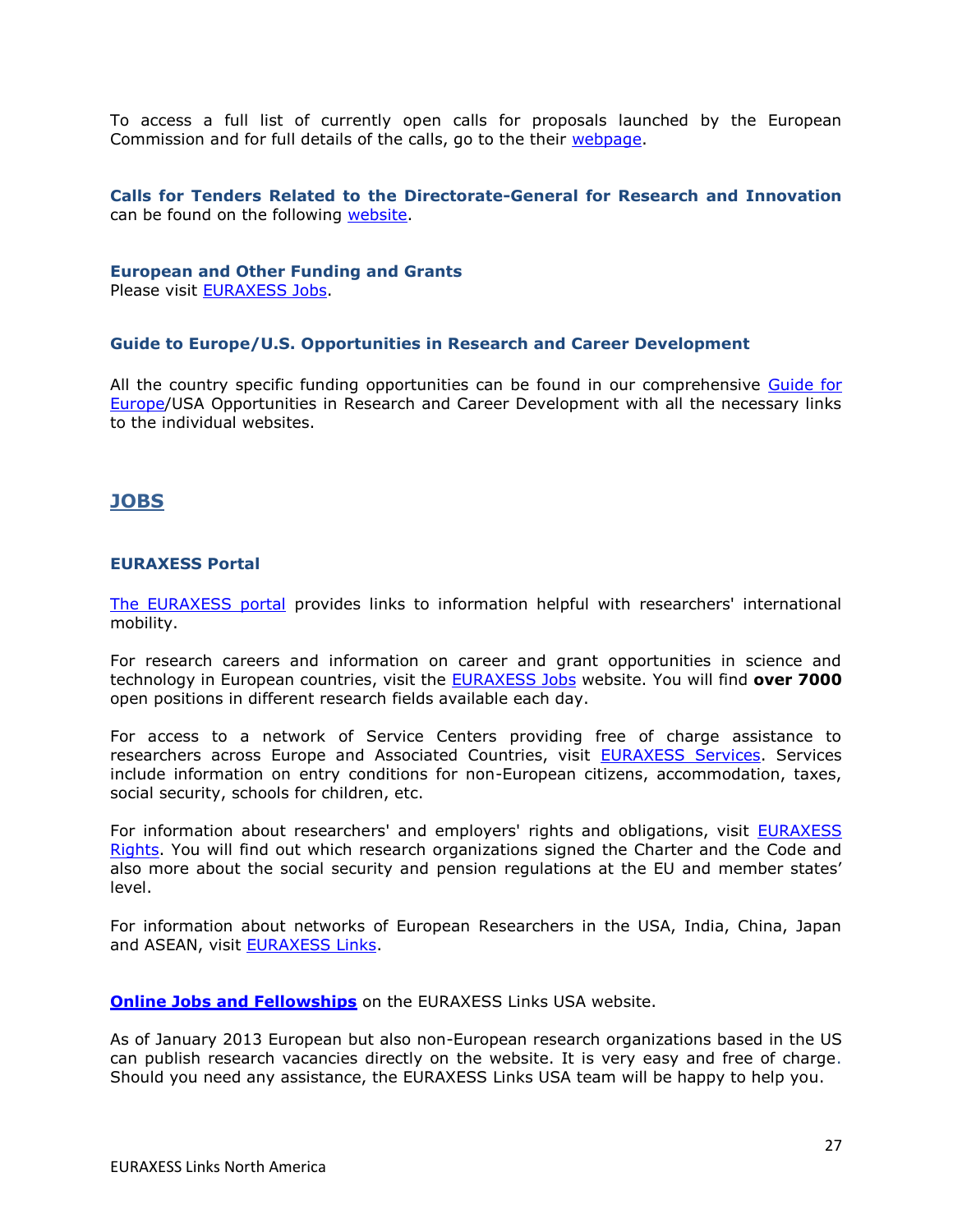To access a full list of currently open calls for proposals launched by the European Commission and for full details of the calls, go to the their webpage.

**Calls for Tenders Related to the Directorate-General for Research and Innovation** can be found on the following website.

**European and Other Funding and Grants**
Please visit EURAXESS Jobs.

### Guide to Europe/U.S. Opportunities in Research and Career Development

All the country specific funding opportunities can be found in our comprehensive Guide for Europe/USA Opportunities in Research and Career Development with all the necessary links to the individual websites.

## JOBS

### EURAXESS Portal

The EURAXESS portal provides links to information helpful with researchers' international mobility.

For research careers and information on career and grant opportunities in science and technology in European countries, visit the EURAXESS Jobs website. You will find **over 7000** open positions in different research fields available each day.

For access to a network of Service Centers providing free of charge assistance to researchers across Europe and Associated Countries, visit EURAXESS Services. Services include information on entry conditions for non-European citizens, accommodation, taxes, social security, schools for children, etc.

For information about researchers' and employers' rights and obligations, visit EURAXESS Rights. You will find out which research organizations signed the Charter and the Code and also more about the social security and pension regulations at the EU and member states' level.

For information about networks of European Researchers in the USA, India, China, Japan and ASEAN, visit EURAXESS Links.

**Online Jobs and Fellowships** on the EURAXESS Links USA website.

As of January 2013 European but also non-European research organizations based in the US can publish research vacancies directly on the website. It is very easy and free of charge. Should you need any assistance, the EURAXESS Links USA team will be happy to help you.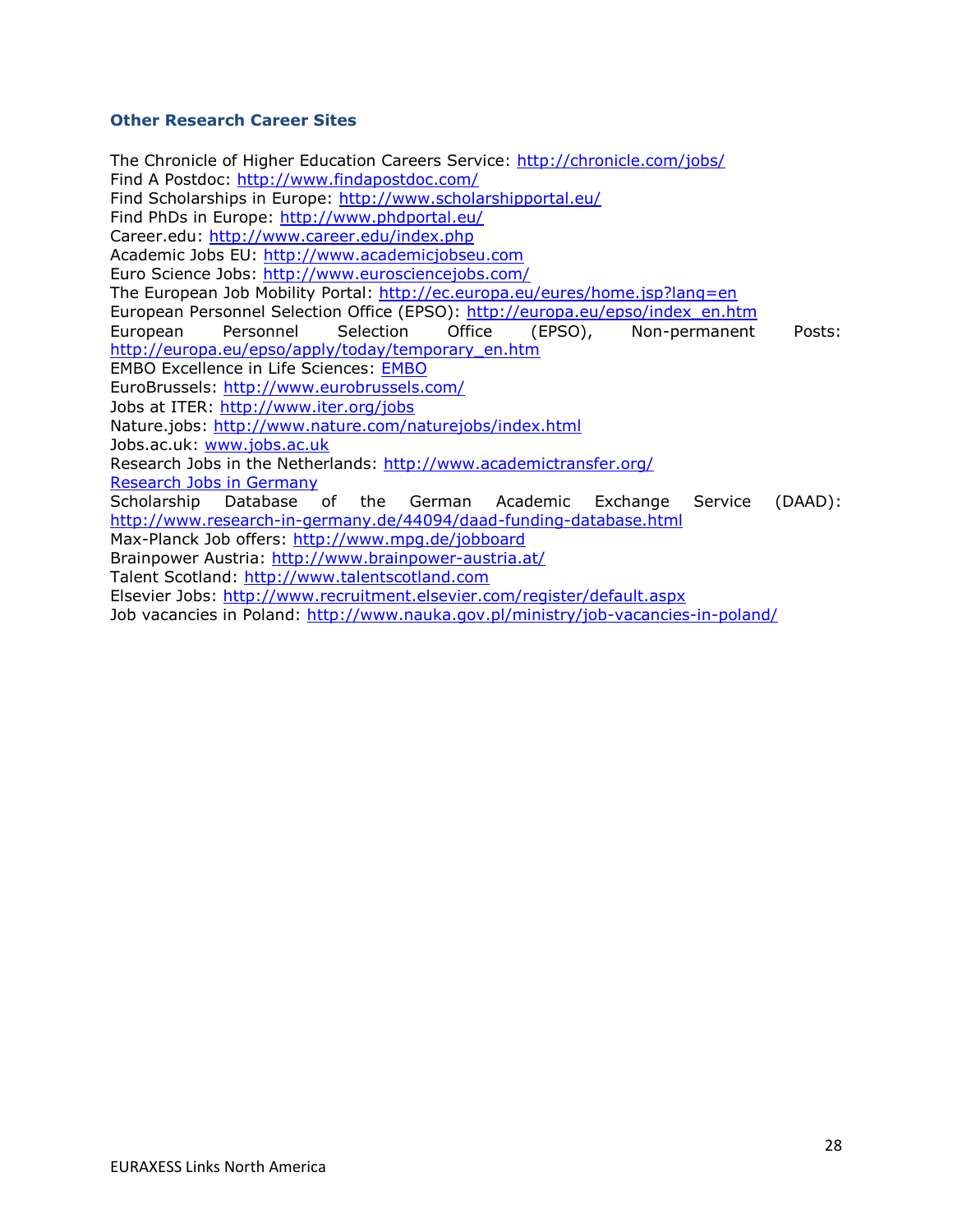### Other Research Career Sites

The Chronicle of Higher Education Careers Service: http://chronicle.com/jobs/
Find A Postdoc: http://www.findapostdoc.com/
Find Scholarships in Europe: http://www.scholarshipportal.eu/
Find PhDs in Europe: http://www.phdportal.eu/
Career.edu: http://www.career.edu/index.php
Academic Jobs EU: http://www.academicjobseu.com
Euro Science Jobs: http://www.eurosciencejobs.com/
The European Job Mobility Portal: http://ec.europa.eu/eures/home.jsp?lang=en
European Personnel Selection Office (EPSO): http://europa.eu/epso/index_en.htm
European Personnel Selection Office (EPSO), Non-permanent Posts: http://europa.eu/epso/apply/today/temporary_en.htm
EMBO Excellence in Life Sciences: EMBO
EuroBrussels: http://www.eurobrussels.com/
Jobs at ITER: http://www.iter.org/jobs
Nature.jobs: http://www.nature.com/naturejobs/index.html
Jobs.ac.uk: www.jobs.ac.uk
Research Jobs in the Netherlands: http://www.academictransfer.org/
Research Jobs in Germany
Scholarship Database of the German Academic Exchange Service (DAAD): http://www.research-in-germany.de/44094/daad-funding-database.html
Max-Planck Job offers: http://www.mpg.de/jobboard
Brainpower Austria: http://www.brainpower-austria.at/
Talent Scotland: http://www.talentscotland.com
Elsevier Jobs: http://www.recruitment.elsevier.com/register/default.aspx
Job vacancies in Poland: http://www.nauka.gov.pl/ministry/job-vacancies-in-poland/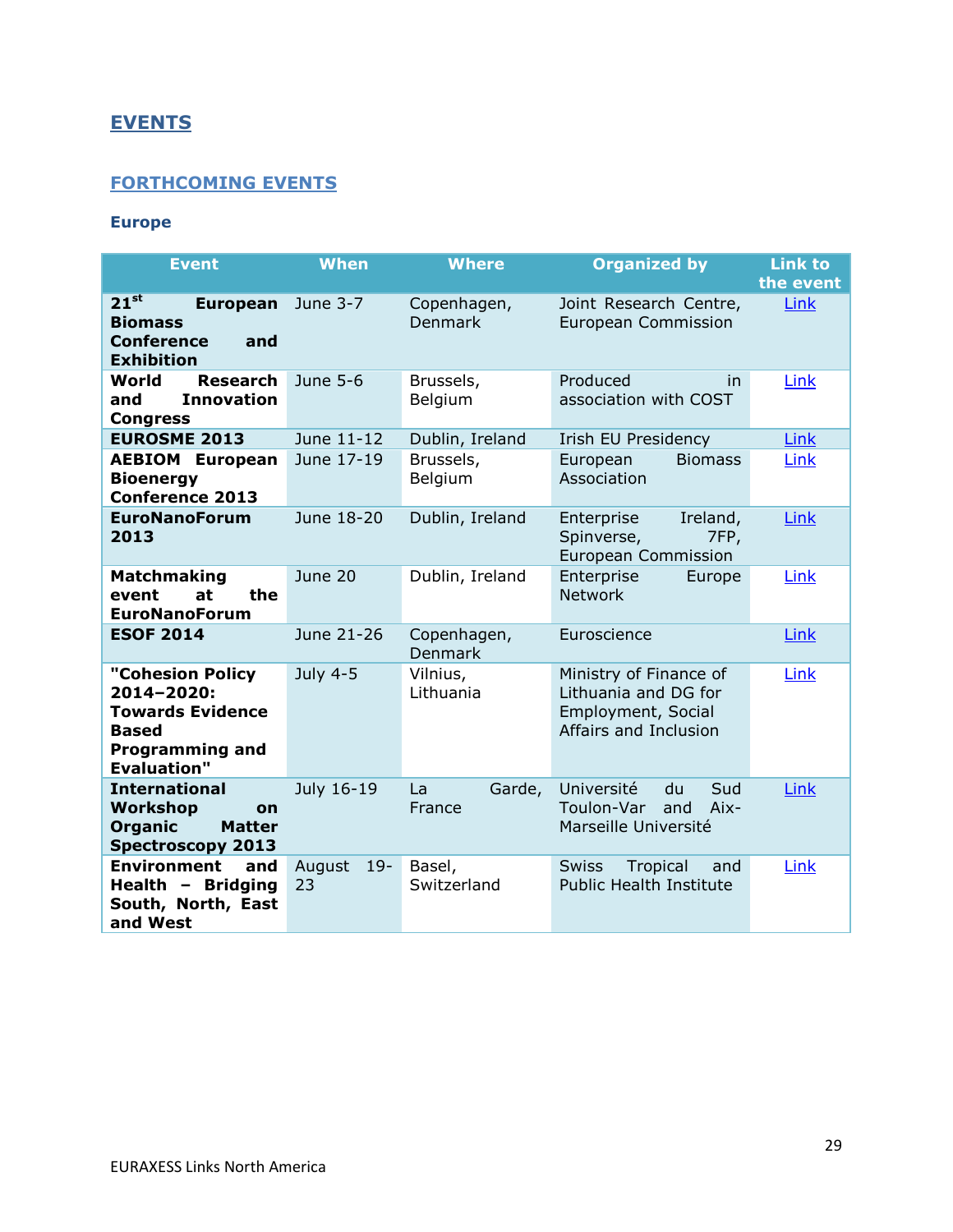## EVENTS

### FORTHCOMING EVENTS

**Europe**

| Event | When | Where | Organized by | Link to the event |
|---|---|---|---|---|
| **21st European Biomass Conference and Exhibition** | June 3-7 | Copenhagen, Denmark | Joint Research Centre, European Commission | Link |
| **World Research and Innovation Congress** | June 5-6 | Brussels, Belgium | Produced in association with COST | Link |
| **EUROSME 2013** | June 11-12 | Dublin, Ireland | Irish EU Presidency | Link |
| **AEBIOM European Bioenergy Conference 2013** | June 17-19 | Brussels, Belgium | European Biomass Association | Link |
| **EuroNanoForum 2013** | June 18-20 | Dublin, Ireland | Enterprise Ireland, Spinverse, 7FP, European Commission | Link |
| **Matchmaking event at the EuroNanoForum** | June 20 | Dublin, Ireland | Enterprise Europe Network | Link |
| **ESOF 2014** | June 21-26 | Copenhagen, Denmark | Euroscience | Link |
| **"Cohesion Policy 2014–2020: Towards Evidence Based Programming and Evaluation"** | July 4-5 | Vilnius, Lithuania | Ministry of Finance of Lithuania and DG for Employment, Social Affairs and Inclusion | Link |
| **International Workshop on Organic Matter Spectroscopy 2013** | July 16-19 | La Garde, France | Université du Sud Toulon-Var and Aix-Marseille Université | Link |
| **Environment and Health – Bridging South, North, East and West** | August 19-23 | Basel, Switzerland | Swiss Tropical and Public Health Institute | Link |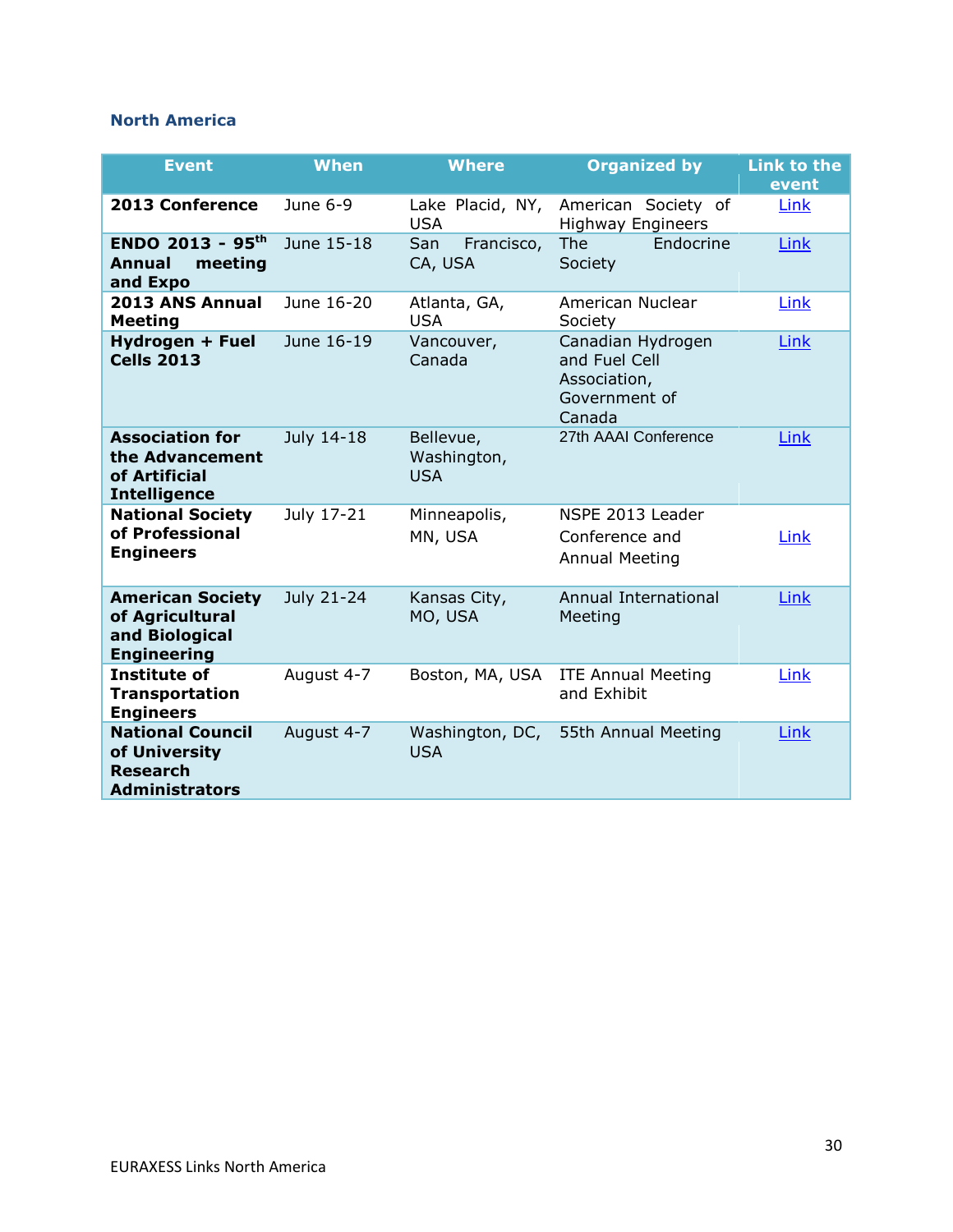### North America

| Event | When | Where | Organized by | Link to the event |
|---|---|---|---|---|
| **2013 Conference** | June 6-9 | Lake Placid, NY, USA | American Society of Highway Engineers | Link |
| **ENDO 2013 - 95th Annual meeting and Expo** | June 15-18 | San Francisco, CA, USA | The Endocrine Society | Link |
| **2013 ANS Annual Meeting** | June 16-20 | Atlanta, GA, USA | American Nuclear Society | Link |
| **Hydrogen + Fuel Cells 2013** | June 16-19 | Vancouver, Canada | Canadian Hydrogen and Fuel Cell Association, Government of Canada | Link |
| **Association for the Advancement of Artificial Intelligence** | July 14-18 | Bellevue, Washington, USA | 27th AAAI Conference | Link |
| **National Society of Professional Engineers** | July 17-21 | Minneapolis, MN, USA | NSPE 2013 Leader Conference and Annual Meeting | Link |
| **American Society of Agricultural and Biological Engineering** | July 21-24 | Kansas City, MO, USA | Annual International Meeting | Link |
| **Institute of Transportation Engineers** | August 4-7 | Boston, MA, USA | ITE Annual Meeting and Exhibit | Link |
| **National Council of University Research Administrators** | August 4-7 | Washington, DC, USA | 55th Annual Meeting | Link |

EURAXESS Links North America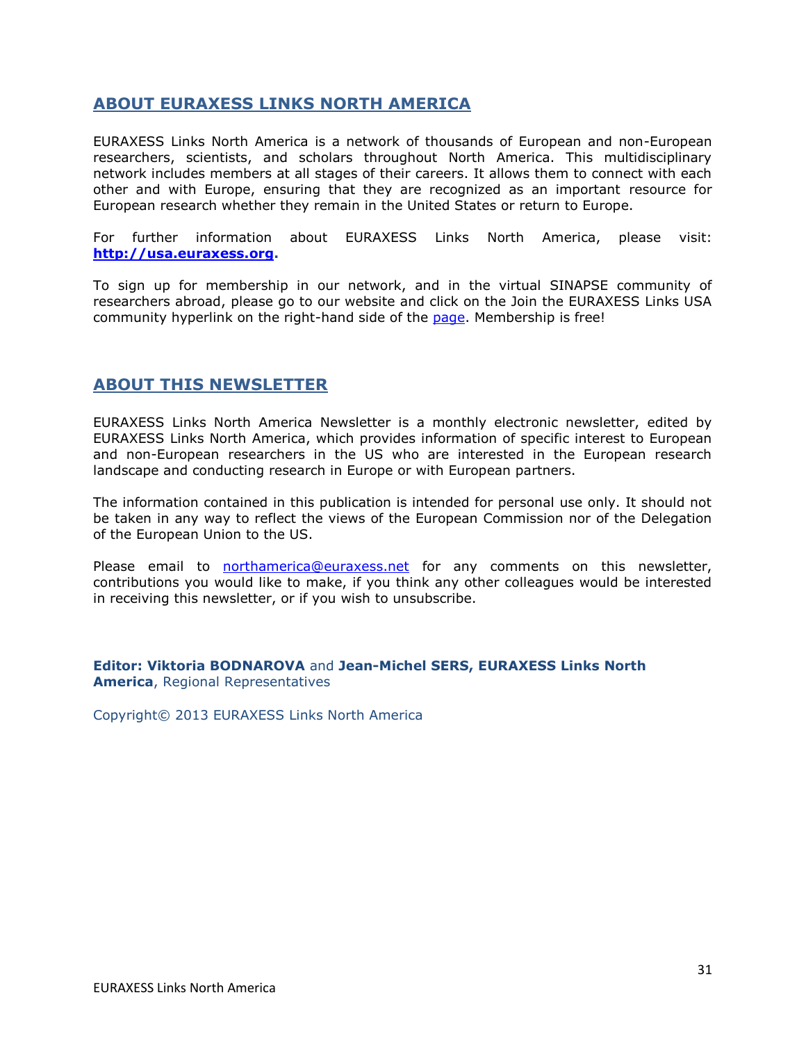## ABOUT EURAXESS LINKS NORTH AMERICA

EURAXESS Links North America is a network of thousands of European and non-European researchers, scientists, and scholars throughout North America. This multidisciplinary network includes members at all stages of their careers. It allows them to connect with each other and with Europe, ensuring that they are recognized as an important resource for European research whether they remain in the United States or return to Europe.

For further information about EURAXESS Links North America, please visit: **http://usa.euraxess.org**.

To sign up for membership in our network, and in the virtual SINAPSE community of researchers abroad, please go to our website and click on the Join the EURAXESS Links USA community hyperlink on the right-hand side of the page. Membership is free!

## ABOUT THIS NEWSLETTER

EURAXESS Links North America Newsletter is a monthly electronic newsletter, edited by EURAXESS Links North America, which provides information of specific interest to European and non-European researchers in the US who are interested in the European research landscape and conducting research in Europe or with European partners.

The information contained in this publication is intended for personal use only. It should not be taken in any way to reflect the views of the European Commission nor of the Delegation of the European Union to the US.

Please email to northamerica@euraxess.net for any comments on this newsletter, contributions you would like to make, if you think any other colleagues would be interested in receiving this newsletter, or if you wish to unsubscribe.

**Editor: Viktoria BODNAROVA** and **Jean-Michel SERS, EURAXESS Links North America**, Regional Representatives

Copyright© 2013 EURAXESS Links North America